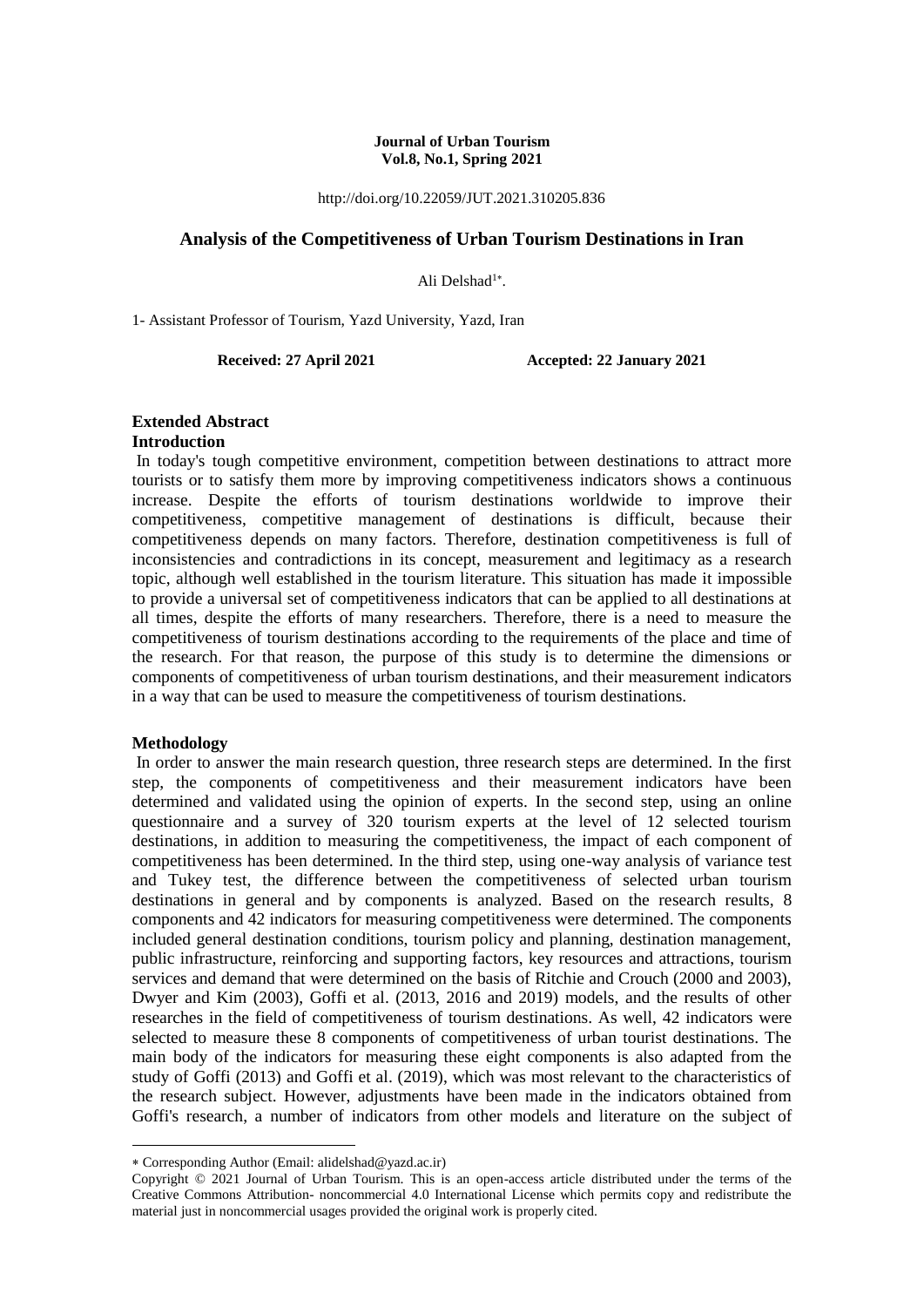**Journal of Urban Tourism**
**Vol.8, No.1, Spring 2021**

http://doi.org/10.22059/JUT.2021.310205.836

# Analysis of the Competitiveness of Urban Tourism Destinations in Iran

Ali Delshad[1*].

1- Assistant Professor of Tourism, Yazd University, Yazd, Iran

**Received: 27 April 2021** **Accepted: 22 January 2021**

## Extended Abstract

### Introduction

In today's tough competitive environment, competition between destinations to attract more tourists or to satisfy them more by improving competitiveness indicators shows a continuous increase. Despite the efforts of tourism destinations worldwide to improve their competitiveness, competitive management of destinations is difficult, because their competitiveness depends on many factors. Therefore, destination competitiveness is full of inconsistencies and contradictions in its concept, measurement and legitimacy as a research topic, although well established in the tourism literature. This situation has made it impossible to provide a universal set of competitiveness indicators that can be applied to all destinations at all times, despite the efforts of many researchers. Therefore, there is a need to measure the competitiveness of tourism destinations according to the requirements of the place and time of the research. For that reason, the purpose of this study is to determine the dimensions or components of competitiveness of urban tourism destinations, and their measurement indicators in a way that can be used to measure the competitiveness of tourism destinations.

### Methodology

In order to answer the main research question, three research steps are determined. In the first step, the components of competitiveness and their measurement indicators have been determined and validated using the opinion of experts. In the second step, using an online questionnaire and a survey of 320 tourism experts at the level of 12 selected tourism destinations, in addition to measuring the competitiveness, the impact of each component of competitiveness has been determined. In the third step, using one-way analysis of variance test and Tukey test, the difference between the competitiveness of selected urban tourism destinations in general and by components is analyzed. Based on the research results, 8 components and 42 indicators for measuring competitiveness were determined. The components included general destination conditions, tourism policy and planning, destination management, public infrastructure, reinforcing and supporting factors, key resources and attractions, tourism services and demand that were determined on the basis of Ritchie and Crouch (2000 and 2003), Dwyer and Kim (2003), Goffi et al. (2013, 2016 and 2019) models, and the results of other researches in the field of competitiveness of tourism destinations. As well, 42 indicators were selected to measure these 8 components of competitiveness of urban tourist destinations. The main body of the indicators for measuring these eight components is also adapted from the study of Goffi (2013) and Goffi et al. (2019), which was most relevant to the characteristics of the research subject. However, adjustments have been made in the indicators obtained from Goffi's research, a number of indicators from other models and literature on the subject of

---

* Corresponding Author (Email: alidelshad@yazd.ac.ir)

Copyright © 2021 Journal of Urban Tourism. This is an open-access article distributed under the terms of the Creative Commons Attribution- noncommercial 4.0 International License which permits copy and redistribute the material just in noncommercial usages provided the original work is properly cited.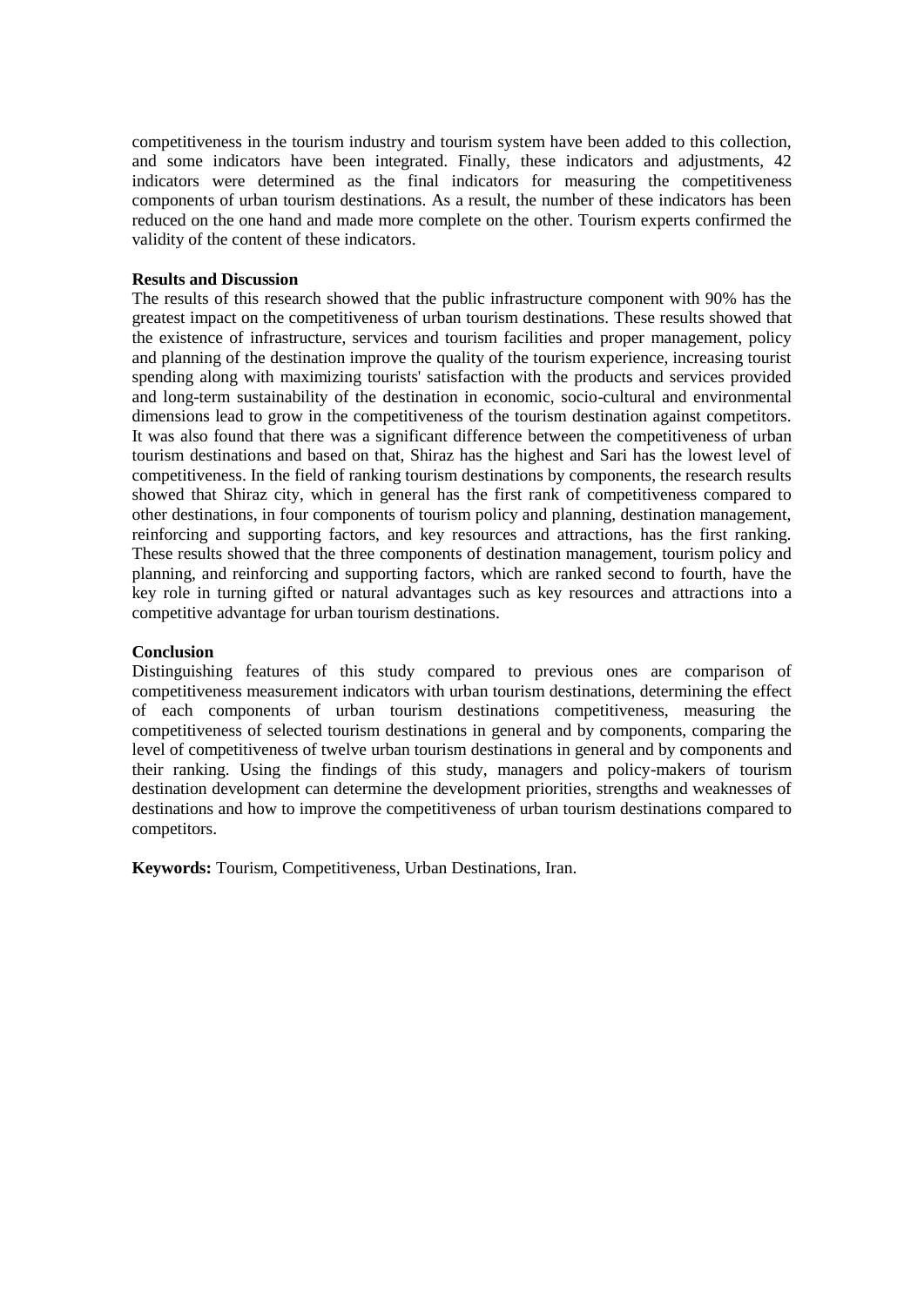competitiveness in the tourism industry and tourism system have been added to this collection, and some indicators have been integrated. Finally, these indicators and adjustments, 42 indicators were determined as the final indicators for measuring the competitiveness components of urban tourism destinations. As a result, the number of these indicators has been reduced on the one hand and made more complete on the other. Tourism experts confirmed the validity of the content of these indicators.

**Results and Discussion**

The results of this research showed that the public infrastructure component with 90% has the greatest impact on the competitiveness of urban tourism destinations. These results showed that the existence of infrastructure, services and tourism facilities and proper management, policy and planning of the destination improve the quality of the tourism experience, increasing tourist spending along with maximizing tourists' satisfaction with the products and services provided and long-term sustainability of the destination in economic, socio-cultural and environmental dimensions lead to grow in the competitiveness of the tourism destination against competitors. It was also found that there was a significant difference between the competitiveness of urban tourism destinations and based on that, Shiraz has the highest and Sari has the lowest level of competitiveness. In the field of ranking tourism destinations by components, the research results showed that Shiraz city, which in general has the first rank of competitiveness compared to other destinations, in four components of tourism policy and planning, destination management, reinforcing and supporting factors, and key resources and attractions, has the first ranking. These results showed that the three components of destination management, tourism policy and planning, and reinforcing and supporting factors, which are ranked second to fourth, have the key role in turning gifted or natural advantages such as key resources and attractions into a competitive advantage for urban tourism destinations.

**Conclusion**

Distinguishing features of this study compared to previous ones are comparison of competitiveness measurement indicators with urban tourism destinations, determining the effect of each components of urban tourism destinations competitiveness, measuring the competitiveness of selected tourism destinations in general and by components, comparing the level of competitiveness of twelve urban tourism destinations in general and by components and their ranking. Using the findings of this study, managers and policy-makers of tourism destination development can determine the development priorities, strengths and weaknesses of destinations and how to improve the competitiveness of urban tourism destinations compared to competitors.

**Keywords:** Tourism, Competitiveness, Urban Destinations, Iran.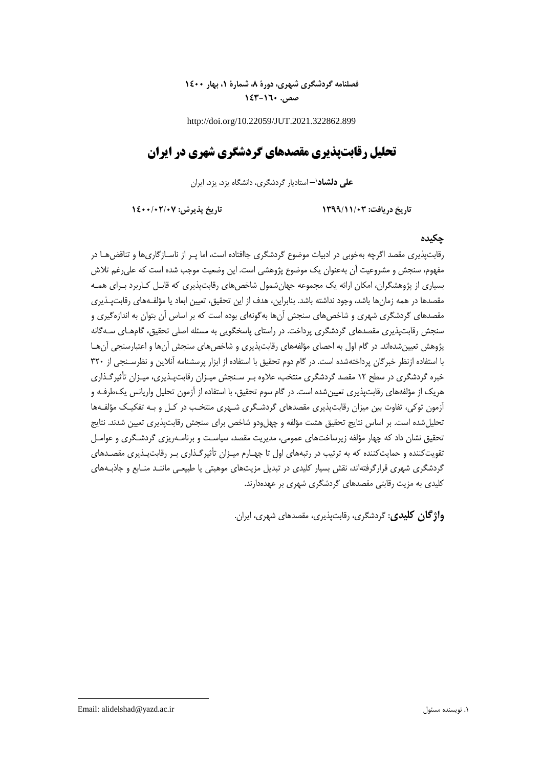http://doi.org/10.22059/JUT.2021.322862.899

# تحلیل رقابت‌پذیری مقصدهای گردشگری شهری در ایران

**علی دلشاد**[1]– استادیار گردشگری، دانشگاه یزد، یزد، ایران

**تاریخ دریافت: ۱۳۹۹/۱۱/۰۳** **تاریخ پذیرش: ۱۴۰۰/۰۲/۰۷**

## چکیده

رقابت‌پذیری مقصد اگرچه به‌خوبی در ادبیات موضوع گردشگری جاافتاده است، اما پر از ناسازگاری‌ها و تناقض‌ها در مفهوم، سنجش و مشروعیت آن به‌عنوان یک موضوع پژوهشی است. این وضعیت موجب شده است که علی‌رغم تلاش بسیاری از پژوهشگران، امکان ارائه یک مجموعه جهان‌شمول شاخص‌های رقابت‌پذیری که قابل کاربرد برای همه مقصدها در همه زمان‌ها باشد، وجود نداشته باشد. بنابراین، هدف از این تحقیق، تعیین ابعاد یا مؤلفه‌های رقابت‌پذیری مقصدهای گردشگری شهری و شاخص‌های سنجش آن‌ها به‌گونه‌ای بوده است که بر اساس آن بتوان به اندازه‌گیری و سنجش رقابت‌پذیری مقصدهای گردشگری پرداخت. در راستای پاسخگویی به مسئله اصلی تحقیق، گام‌های سه‌گانه پژوهش تعیین‌شده‌اند. در گام اول به احصای مؤلفه‌های رقابت‌پذیری و شاخص‌های سنجش آن‌ها و اعتبارسنجی آن‌ها با استفاده ازنظر خبرگان پرداخته‌شده است. در گام دوم تحقیق با استفاده از ابزار پرسشنامه آنلاین و نظرسنجی از ۳۲۰ خبره گردشگری در سطح ۱۲ مقصد گردشگری منتخب، علاوه بر سنجش میزان رقابت‌پذیری، میزان تأثیرگذاری هریک از مؤلفه‌های رقابت‌پذیری تعیین‌شده است. در گام سوم تحقیق، با استفاده از آزمون تحلیل واریانس یک‌طرفه و آزمون توکی، تفاوت بین میزان رقابت‌پذیری مقصدهای گردشگری شهری منتخب در کل و به تفکیک مؤلفه‌ها تحلیل‌شده است. بر اساس نتایج تحقیق هشت مؤلفه و چهل‌ودو شاخص برای سنجش رقابت‌پذیری تعیین شدند. نتایج تحقیق نشان داد که چهار مؤلفه زیرساخت‌های عمومی، مدیریت مقصد، سیاست و برنامه‌ریزی گردشگری و عوامل تقویت‌کننده و حمایت‌کننده که به ترتیب در رتبه‌های اول تا چهارم میزان تأثیرگذاری بر رقابت‌پذیری مقصدهای گردشگری شهری قرارگرفته‌اند، نقش بسیار کلیدی در تبدیل مزیت‌های موهبتی یا طبیعی مانند منابع و جاذبه‌های کلیدی به مزیت رقابتی مقصدهای گردشگری شهری بر عهده‌دارند.

**واژگان کلیدی:** گردشگری، رقابت‌پذیری، مقصدهای شهری، ایران.

---

[1]. نویسنده مسئول Email: alidelshad@yazd.ac.ir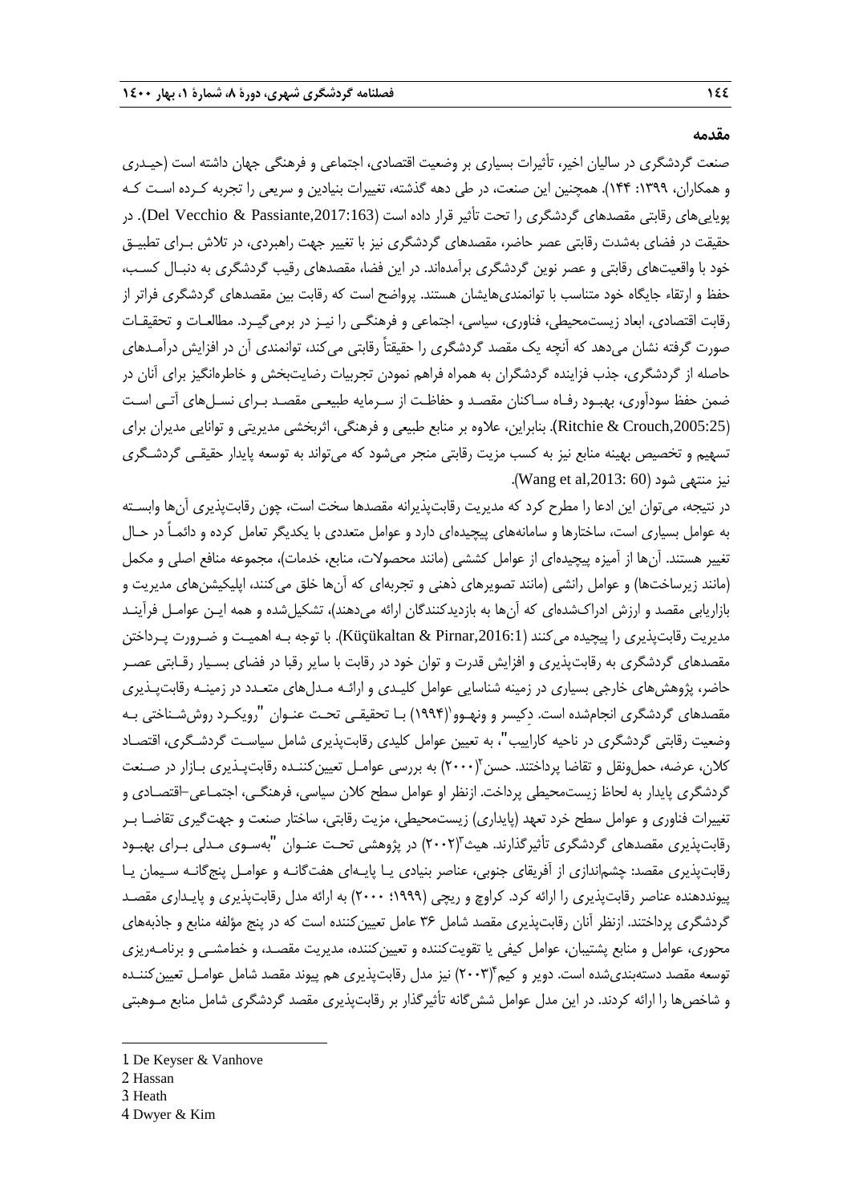## مقدمه

صنعت گردشگری در سالیان اخیر، تأثیرات بسیاری بر وضعیت اقتصادی، اجتماعی و فرهنگی جهان داشته است (حیـدری و همکاران، ۱۳۹۹: ۱۴۴). همچنین این صنعت، در طی دهه گذشته، تغییرات بنیادین و سریعی را تجربه کـرده اسـت کـه پویایی‌های رقابتی مقصدهای گردشگری را تحت تأثیر قرار داده است (Del Vecchio & Passiante,2017:163). در حقیقت در فضای به‌شدت رقابتی عصر حاضر، مقصدهای گردشگری نیز با تغییر جهت راهبردی، در تلاش بـرای تطبیـق خود با واقعیت‌های رقابتی و عصر نوین گردشگری برآمده‌اند. در این فضا، مقصدهای رقیب گردشگری به دنبـال کسـب، حفظ و ارتقاء جایگاه خود متناسب با توانمندی‌هایشان هستند. پرواضح است که رقابت بین مقصدهای گردشگری فراتر از رقابت اقتصادی، ابعاد زیست‌محیطی، فناوری، سیاسی، اجتماعی و فرهنگـی را نیـز در برمی‌گیـرد. مطالعـات و تحقیقـات صورت گرفته نشان می‌دهد که آنچه یک مقصد گردشگری را حقیقتاً رقابتی می‌کند، توانمندی آن در افزایش درآمـدهای حاصله از گردشگری، جذب فزاینده گردشگران به همراه فراهم نمودن تجربیات رضایت‌بخش و خاطره‌انگیز برای آنان در ضمن حفظ سودآوری، بهبـود رفـاه سـاکنان مقصـد و حفاظـت از سـرمایه طبیعـی مقصـد بـرای نسـل‌های آتـی اسـت (Ritchie & Crouch,2005:25). بنابراین، علاوه بر منابع طبیعی و فرهنگی، اثربخشی مدیریتی و توانایی مدیران برای تسهیم و تخصیص بهینه منابع نیز به کسب مزیت رقابتی منجر می‌شود که می‌تواند به توسعه پایدار حقیقـی گردشـگری نیز منتهی شود (Wang et al,2013: 60).

در نتیجه، می‌توان این ادعا را مطرح کرد که مدیریت رقابت‌پذیرانه مقصدها سخت است، چون رقابت‌پذیری آن‌ها وابسـته به عوامل بسیاری است، ساختارها و سامانه‌های پیچیده‌ای دارد و عوامل متعددی با یکدیگر تعامل کرده و دائمـاً در حـال تغییر هستند. آن‌ها از آمیزه پیچیده‌ای از عوامل کششی (مانند محصولات، منابع، خدمات)، مجموعه منافع اصلی و مکمل (مانند زیرساخت‌ها) و عوامل رانشی (مانند تصویرهای ذهنی و تجربه‌ای که آن‌ها خلق می‌کنند، اپلیکیشن‌های مدیریت و بازاریابی مقصد و ارزش ادراک‌شده‌ای که آن‌ها به بازدیدکنندگان ارائه می‌دهند)، تشکیل‌شده و همه ایـن عوامـل فرآینـد مدیریت رقابت‌پذیری را پیچیده می‌کنند (Küçükaltan & Pirnar,2016:1). با توجه بـه اهمیـت و ضـرورت پـرداختن مقصدهای گردشگری به رقابت‌پذیری و افزایش قدرت و توان خود در رقابت با سایر رقبا در فضای بسـیار رقـابتی عصـر حاضر، پژوهش‌های خارجی بسیاری در زمینه شناسایی عوامل کلیـدی و ارائـه مـدل‌های متعـدد در زمینـه رقابت‌پـذیری مقصدهای گردشگری انجام‌شده است. دِکیسر و ونهـوو[1](۱۹۹۴) بـا تحقیقـی تحـت عنـوان "رویکـرد روش‌شـناختی بـه وضعیت رقابتی گردشگری در ناحیه کارابیب"، به تعیین عوامل کلیدی رقابت‌پذیری شامل سیاسـت گردشـگری، اقتصـاد کلان، عرضه، حمل‌ونقل و تقاضا پرداختند. حسن[2](۲۰۰۰) به بررسی عوامـل تعیین‌کننـده رقابت‌پـذیری بـازار در صـنعت گردشگری پایدار به لحاظ زیست‌محیطی پرداخت. ازنظر او عوامل سطح کلان سیاسی، فرهنگـی، اجتمـاعی–اقتصـادی و تغییرات فناوری و عوامل سطح خرد تعهد (پایداری) زیست‌محیطی، مزیت رقابتی، ساختار صنعت و جهت‌گیری تقاضـا بـر رقابت‌پذیری مقصدهای گردشگری تأثیرگذارند. هیث[3](۲۰۰۲) در پژوهشی تحـت عنـوان "به‌سـوی مـدلی بـرای بهبـود رقابت‌پذیری مقصد: چشم‌اندازی از آفریقای جنوبی، عناصر بنیادی یـا پایـه‌ای هفت‌گانـه و عوامـل پنج‌گانـه سـیمان یـا پیونددهنده عناصر رقابت‌پذیری را ارائه کرد. کراوچ و ریچی (۱۹۹۹؛ ۲۰۰۰) به ارائه مدل رقابت‌پذیری و پایـداری مقصـد گردشگری پرداختند. ازنظر آنان رقابت‌پذیری مقصد شامل ۳۶ عامل تعیین‌کننده است که در پنج مؤلفه منابع و جاذبه‌های محوری، عوامل و منابع پشتیبان، عوامل کیفی یا تقویت‌کننده و تعیین‌کننده، مدیریت مقصـد، و خط‌مشـی و برنامـه‌ریزی توسعه مقصد دسته‌بندی‌شده است. دویر و کیم[4](۲۰۰۳) نیز مدل رقابت‌پذیری هم پیوند مقصد شامل عوامـل تعیین‌کننـده و شاخص‌ها را ارائه کردند. در این مدل عوامل شش‌گانه تأثیرگذار بر رقابت‌پذیری مقصد گردشگری شامل منابع مـوهبتی

---

1. De Keyser & Vanhove
2. Hassan
3. Heath
4. Dwyer & Kim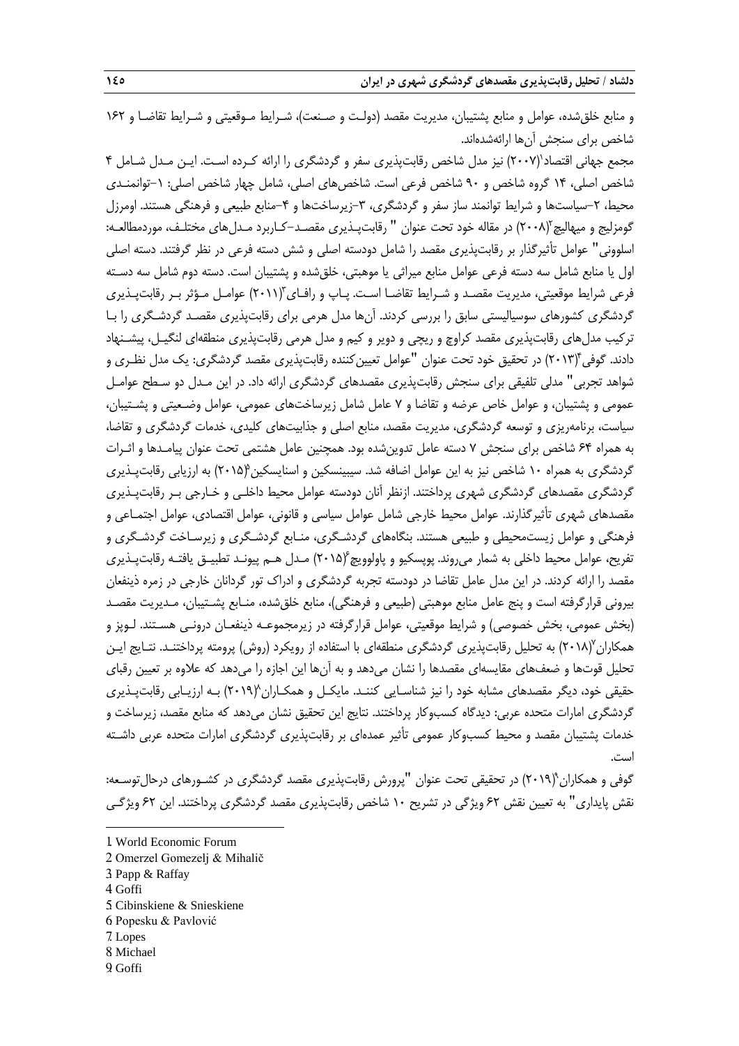و منابع خلق‌شده، عوامل و منابع پشتیبان، مدیریت مقصد (دولت و صنعت)، شرایط موقعیتی و شرایط تقاضا و ۱۶۲ شاخص برای سنجش آن‌ها ارائه‌شده‌اند.

مجمع جهانی اقتصاد[1](۲۰۰۷) نیز مدل شاخص رقابت‌پذیری سفر و گردشگری را ارائه کرده است. این مدل شامل ۴ شاخص اصلی، ۱۴ گروه شاخص و ۹۰ شاخص فرعی است. شاخص‌های اصلی، شامل چهار شاخص اصلی: ۱-توانمندی محیط، ۲-سیاست‌ها و شرایط توانمند ساز سفر و گردشگری، ۳-زیرساخت‌ها و ۴-منابع طبیعی و فرهنگی هستند. اومرزل گومزلیج و میهالیچ[2](۲۰۰۸) در مقاله خود تحت عنوان " رقابت‌پذیری مقصد-کاربرد مدل‌های مختلف، موردمطالعه: اسلوونی" عوامل تأثیرگذار بر رقابت‌پذیری مقصد را شامل دودسته اصلی و شش دسته فرعی در نظر گرفتند. دسته اصلی اول یا منابع شامل سه دسته فرعی عوامل منابع میراثی یا موهبتی، خلق‌شده و پشتیبان است. دسته دوم شامل سه دسته فرعی شرایط موقعیتی، مدیریت مقصد و شرایط تقاضا است. پاپ و رافای[3](۲۰۱۱) عوامل مؤثر بر رقابت‌پذیری گردشگری کشورهای سوسیالیستی سابق را بررسی کردند. آن‌ها مدل هرمی برای رقابت‌پذیری مقصد گردشگری را با ترکیب مدل‌های رقابت‌پذیری مقصد کراوچ و ریچی و دویر و کیم و مدل هرمی رقابت‌پذیری منطقه‌ای لنگیل، پیشنهاد دادند. گوفی[4](۲۰۱۳) در تحقیق خود تحت عنوان "عوامل تعیین‌کننده رقابت‌پذیری مقصد گردشگری: یک مدل نظری و شواهد تجربی" مدلی تلفیقی برای سنجش رقابت‌پذیری مقصدهای گردشگری ارائه داد. در این مدل دو سطح عوامل عمومی و پشتیبان، و عوامل خاص عرضه و تقاضا و ۷ عامل شامل زیرساخت‌های عمومی، عوامل وضعیتی و پشتیبان، سیاست، برنامه‌ریزی و توسعه گردشگری، مدیریت مقصد، منابع اصلی و جذابیت‌های کلیدی، خدمات گردشگری و تقاضا، به همراه ۶۴ شاخص برای سنجش ۷ دسته عامل تدوین‌شده بود. همچنین عامل هشتمی تحت عنوان پیامدها و اثرات گردشگری به همراه ۱۰ شاخص نیز به این عوامل اضافه شد. سیبینسکین و اسنایسکین[5](۲۰۱۵) به ارزیابی رقابت‌پذیری گردشگری مقصدهای گردشگری شهری پرداختند. ازنظر آنان دودسته عوامل محیط داخلی و خارجی بر رقابت‌پذیری مقصدهای شهری تأثیرگذارند. عوامل محیط خارجی شامل عوامل سیاسی و قانونی، عوامل اقتصادی، عوامل اجتماعی و فرهنگی و عوامل زیست‌محیطی و طبیعی هستند. بنگاه‌های گردشگری، منابع گردشگری و زیرساخت گردشگری و تفریح، عوامل محیط داخلی به شمار می‌روند. پوپسکیو و پاولوویچ[6](۲۰۱۵) مدل هم پیوند تطبیق یافته رقابت‌پذیری مقصد را ارائه کردند. در این مدل عامل تقاضا در دودسته تجربه گردشگری و ادراک تور گردانان خارجی در زمره ذینفعان بیرونی قرارگرفته است و پنج عامل منابع موهبتی (طبیعی و فرهنگی)، منابع خلق‌شده، منابع پشتیبان، مدیریت مقصد (بخش عمومی، بخش خصوصی) و شرایط موقعیتی، عوامل قرارگرفته در زیرمجموعه ذینفعان درونی هستند. لوپز و همکاران[7](۲۰۱۸) به تحلیل رقابت‌پذیری گردشگری منطقه‌ای با استفاده از رویکرد (روش) پرومته پرداختند. نتایج این تحلیل قوت‌ها و ضعف‌های مقایسه‌ای مقصدها را نشان می‌دهد و به آن‌ها این اجازه را می‌دهد که علاوه بر تعیین رقبای حقیقی خود، دیگر مقصدهای مشابه خود را نیز شناسایی کنند. مایکل و همکاران[8](۲۰۱۹) به ارزیابی رقابت‌پذیری گردشگری امارات متحده عربی: دیدگاه کسب‌وکار پرداختند. نتایج این تحقیق نشان می‌دهد که منابع مقصد، زیرساخت و خدمات پشتیبان مقصد و محیط کسب‌وکار عمومی تأثیر عمده‌ای بر رقابت‌پذیری گردشگری امارات متحده عربی داشته است.

گوفی و همکاران[9](۲۰۱۹) در تحقیقی تحت عنوان "پرورش رقابت‌پذیری مقصد گردشگری در کشورهای درحال‌توسعه: نقش پایداری" به تعیین نقش ۶۲ ویژگی در تشریح ۱۰ شاخص رقابت‌پذیری مقصد گردشگری پرداختند. این ۶۲ ویژگی

---

1. World Economic Forum
2. Omerzel Gomezelj & Mihalič
3. Papp & Raffay
4. Goffi
5. Cibinskiene & Snieskiene
6. Popesku & Pavlović
7. Lopes
8. Michael
9. Goffi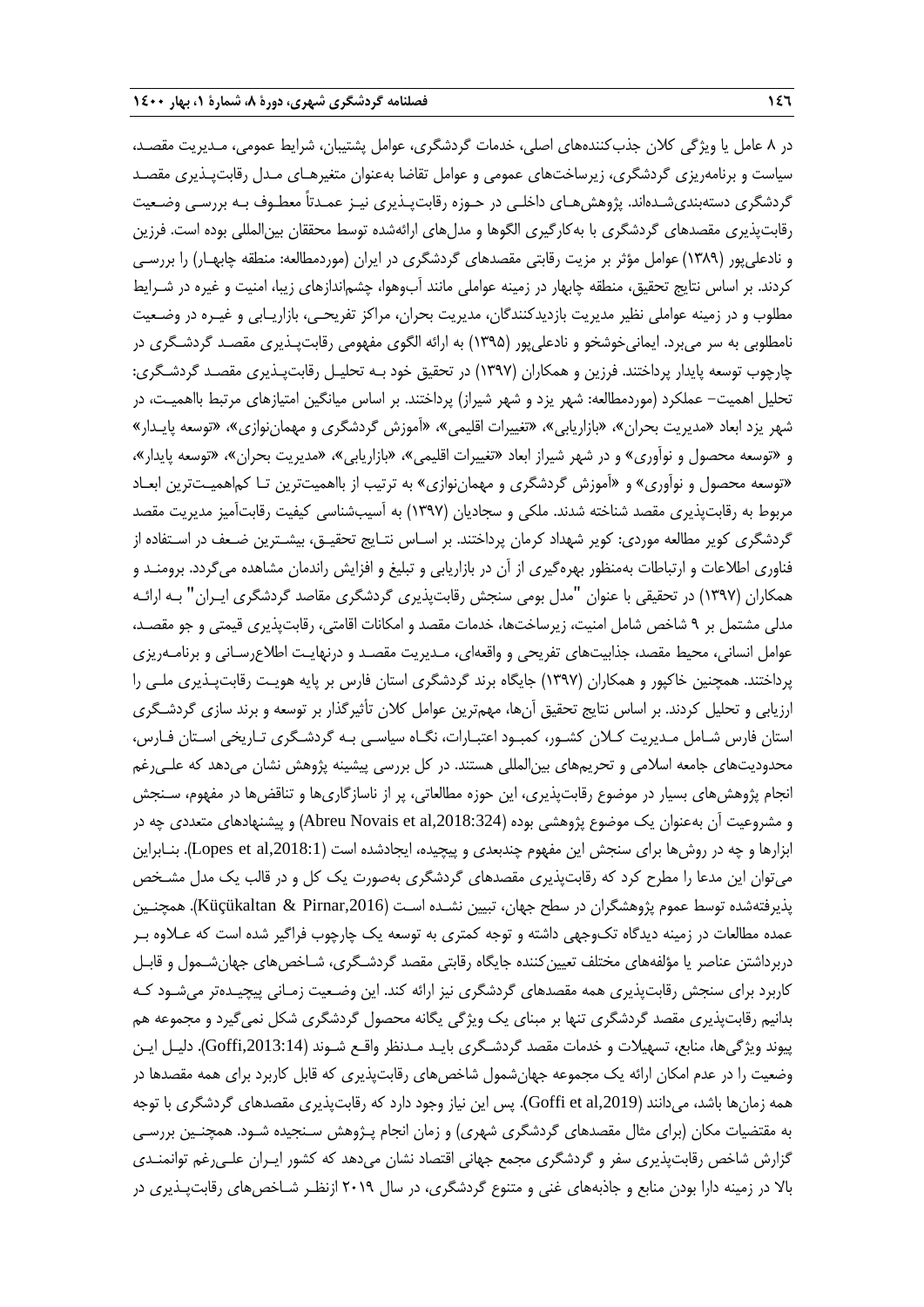در ۸ عامل یا ویژگی کلان جذب‌کننده‌های اصلی، خدمات گردشگری، عوامل پشتیبان، شرایط عمومی، مـدیریت مقصـد، سیاست و برنامه‌ریزی گردشگری، زیرساخت‌های عمومی و عوامل تقاضا به‌عنوان متغیرهـای مـدل رقابت‌پـذیری مقصـد گردشگری دسته‌بندی‌شـده‌اند. پژوهش‌هـای داخلـی در حـوزه رقابت‌پـذیری نیـز عمـدتاً معطـوف بـه بررسـی وضـعیت رقابت‌پذیری مقصدهای گردشگری با به‌کارگیری الگوها و مدل‌های ارائه‌شده توسط محققان بین‌المللی بوده است. فرزین و نادعلی‌پور (۱۳۸۹) عوامل مؤثر بر مزیت رقابتی مقصدهای گردشگری در ایران (موردمطالعه: منطقه چابهـار) را بررسـی کردند. بر اساس نتایج تحقیق، منطقه چابهار در زمینه عواملی مانند آب‌وهوا، چشم‌اندازهای زیبا، امنیت و غیره در شـرایط مطلوب و در زمینه عواملی نظیر مدیریت بازدیدکنندگان، مدیریت بحران، مراکز تفریحـی، بازاریـابی و غیـره در وضـعیت نامطلوبی به سر می‌برد. ایمانی‌خوشخو و نادعلی‌پور (۱۳۹۵) به ارائه الگوی مفهومی رقابت‌پـذیری مقصـد گردشـگری در چارچوب توسعه پایدار پرداختند. فرزین و همکاران (۱۳۹۷) در تحقیق خود بـه تحلیـل رقابت‌پـذیری مقصـد گردشـگری: تحلیل اهمیت- عملکرد (موردمطالعه: شهر یزد و شهر شیراز) پرداختند. بر اساس میانگین امتیازهای مرتبط بااهمیـت، در شهر یزد ابعاد «مدیریت بحران»، «بازاریابی»، «تغییرات اقلیمی»، «آموزش گردشگری و مهمان‌نوازی»، «توسعه پایـدار» و «توسعه محصول و نوآوری» و در شهر شیراز ابعاد «تغییرات اقلیمی»، «بازاریابی»، «مدیریت بحران»، «توسعه پایدار»، «توسعه محصول و نوآوری» و «آموزش گردشگری و مهمان‌نوازی» به ترتیب از بااهمیت‌ترین تـا کم‌اهمیـت‌ترین ابعـاد مربوط به رقابت‌پذیری مقصد شناخته شدند. ملکی و سجادیان (۱۳۹۷) به آسیب‌شناسی کیفیت رقابت‌آمیز مدیریت مقصد گردشگری کویر مطالعه موردی: کویر شهداد کرمان پرداختند. بر اسـاس نتـایج تحقیـق، بیشـترین ضـعف در اسـتفاده از فناوری اطلاعات و ارتباطات به‌منظور بهره‌گیری از آن در بازاریابی و تبلیغ و افزایش راندمان مشاهده می‌گردد. برومنـد و همکاران (۱۳۹۷) در تحقیقی با عنوان "مدل بومی سنجش رقابت‌پذیری گردشگری مقاصد گردشگری ایـران" بـه ارائـه مدلی مشتمل بر ۹ شاخص شامل امنیت، زیرساخت‌ها، خدمات مقصد و امکانات اقامتی، رقابت‌پذیری قیمتی و جو مقصـد، عوامل انسانی، محیط مقصد، جذابیت‌های تفریحی و واقعه‌ای، مـدیریت مقصـد و درنهایـت اطلاع‌رسـانی و برنامـه‌ریزی پرداختند. همچنین خاکپور و همکاران (۱۳۹۷) جایگاه برند گردشگری استان فارس بر پایه هویـت رقابت‌پـذیری ملـی را ارزیابی و تحلیل کردند. بر اساس نتایج تحقیق آن‌ها، مهم‌ترین عوامل کلان تأثیرگذار بر توسعه و برند سازی گردشـگری استان فارس شـامل مـدیریت کـلان کشـور، کمبـود اعتبـارات، نگـاه سیاسـی بـه گردشـگری تـاریخی اسـتان فـارس، محدودیت‌های جامعه اسلامی و تحریم‌های بین‌المللی هستند. در کل بررسی پیشینه پژوهش نشان می‌دهد که علـی‌رغم انجام پژوهش‌های بسیار در موضوع رقابت‌پذیری، این حوزه مطالعاتی، پر از ناسازگاری‌ها و تناقض‌ها در مفهوم، سـنجش و مشروعیت آن به‌عنوان یک موضوع پژوهشی بوده (Abreu Novais et al,2018:324) و پیشنهادهای متعددی چه در ابزارها و چه در روش‌ها برای سنجش این مفهوم چندبعدی و پیچیده، ایجادشده است (Lopes et al,2018:1). بنـابراین می‌توان این مدعا را مطرح کرد که رقابت‌پذیری مقصدهای گردشگری به‌صورت یک کل و در قالب یک مدل مشـخص پذیرفته‌شده توسط عموم پژوهشگران در سطح جهان، تبیین نشـده اسـت (Küçükaltan & Pirnar,2016). همچنـین عمده مطالعات در زمینه دیدگاه تک‌وجهی داشته و توجه کمتری به توسعه یک چارچوب فراگیر شده است که عـلاوه بـر دربرداشتن عناصر یا مؤلفه‌های مختلف تعیین‌کننده جایگاه رقابتی مقصد گردشـگری، شـاخص‌های جهان‌شـمول و قابـل کاربرد برای سنجش رقابت‌پذیری همه مقصدهای گردشگری نیز ارائه کند. این وضـعیت زمـانی پیچیـده‌تر می‌شـود کـه بدانیم رقابت‌پذیری مقصد گردشگری تنها بر مبنای یک ویژگی یگانه محصول گردشگری شکل نمی‌گیرد و مجموعه هم پیوند ویژگی‌ها، منابع، تسهیلات و خدمات مقصد گردشـگری بایـد مـدنظر واقـع شـوند (Goffi,2013:14). دلیـل ایـن وضعیت را در عدم امکان ارائه یک مجموعه جهان‌شمول شاخص‌های رقابت‌پذیری که قابل کاربرد برای همه مقصدها در همه زمان‌ها باشد، می‌دانند (Goffi et al,2019). پس این نیاز وجود دارد که رقابت‌پذیری مقصدهای گردشگری با توجه به مقتضیات مکان (برای مثال مقصدهای گردشگری شهری) و زمان انجام پـژوهش سـنجیده شـود. همچنـین بررسـی گزارش شاخص رقابت‌پذیری سفر و گردشگری مجمع جهانی اقتصاد نشان می‌دهد که کشور ایـران علـی‌رغم توانمنـدی بالا در زمینه دارا بودن منابع و جاذبه‌های غنی و متنوع گردشگری، در سال ۲۰۱۹ ازنظـر شـاخص‌های رقابت‌پـذیری در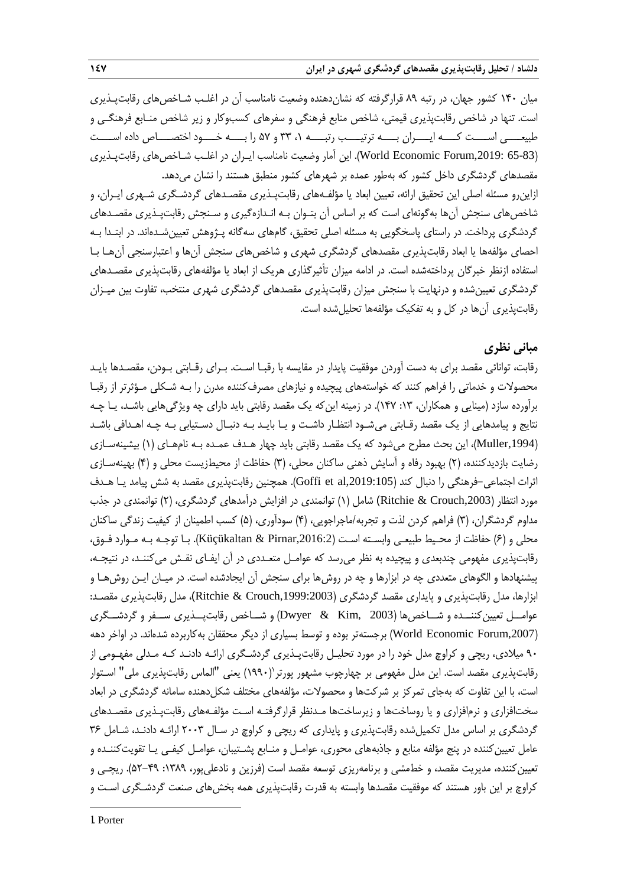میان ۱۴۰ کشور جهان، در رتبه ۸۹ قرارگرفته که نشان‌دهنده وضعیت نامناسب آن در اغلب شاخص‌های رقابت‌پذیری است. تنها در شاخص رقابت‌پذیری قیمتی، شاخص منابع فرهنگی و سفرهای کسب‌وکار و زیر شاخص منابع فرهنگی و طبیعی است که ایران به ترتیب رتبه ۱، ۳۳ و ۵۷ را به خود اختصاص داده است (World Economic Forum,2019: 65-83). این آمار وضعیت نامناسب ایران در اغلب شاخص‌های رقابت‌پذیری مقصدهای گردشگری داخل کشور که به‌طور عمده بر شهرهای کشور منطبق هستند را نشان می‌دهد.

ازاین‌رو مسئله اصلی این تحقیق ارائه، تعیین ابعاد یا مؤلفه‌های رقابت‌پذیری مقصدهای گردشگری شهری ایران، و شاخص‌های سنجش آن‌ها به‌گونه‌ای است که بر اساس آن بتوان به اندازه‌گیری و سنجش رقابت‌پذیری مقصدهای گردشگری پرداخت. در راستای پاسخگویی به مسئله اصلی تحقیق، گام‌های سه‌گانه پژوهش تعیین‌شده‌اند. در ابتدا به احصای مؤلفه‌ها یا ابعاد رقابت‌پذیری مقصدهای گردشگری شهری و شاخص‌های سنجش آن‌ها و اعتبارسنجی آن‌ها با استفاده ازنظر خبرگان پرداخته‌شده است. در ادامه میزان تأثیرگذاری هریک از ابعاد یا مؤلفه‌های رقابت‌پذیری مقصدهای گردشگری تعیین‌شده و درنهایت با سنجش میزان رقابت‌پذیری مقصدهای گردشگری شهری منتخب، تفاوت بین میزان رقابت‌پذیری آن‌ها در کل و به تفکیک مؤلفه‌ها تحلیل‌شده است.

## مبانی نظری

رقابت، توانائی مقصد برای به دست آوردن موفقیت پایدار در مقایسه با رقبا است. برای رقابتی بودن، مقصدها باید محصولات و خدماتی را فراهم کنند که خواسته‌های پیچیده و نیازهای مصرف‌کننده مدرن را به شکلی مؤثرتر از رقبا برآورده سازد (مینایی و همکاران، ۱۳: ۱۴۷). در زمینه این‌که یک مقصد رقابتی باید دارای چه ویژگی‌هایی باشد، یا چه نتایج و پیامدهایی از یک مقصد رقابتی می‌شود انتظار داشت و یا باید به دنبال دستیابی به چه اهدافی باشد (Muller,1994)، این بحث مطرح می‌شود که یک مقصد رقابتی باید چهار هدف عمده به نام‌های (۱) بیشینه‌سازی رضایت بازدیدکننده، (۲) بهبود رفاه و آسایش ذهنی ساکنان محلی، (۳) حفاظت از محیط‌زیست محلی و (۴) بهینه‌سازی اثرات اجتماعی–فرهنگی را دنبال کند (Goffi et al,2019:105). همچنین رقابت‌پذیری مقصد به شش پیامد یا هدف مورد انتظار (Ritchie & Crouch,2003) شامل (۱) توانمندی در افزایش درآمدهای گردشگری، (۲) توانمندی در جذب مداوم گردشگران، (۳) فراهم کردن لذت و تجربه/ماجراجویی، (۴) سودآوری، (۵) کسب اطمینان از کیفیت زندگی ساکنان محلی و (۶) حفاظت از محیط طبیعی وابسته است (Küçükaltan & Pirnar,2016:2). با توجه به موارد فوق، رقابت‌پذیری مفهومی چندبعدی و پیچیده به نظر می‌رسد که عوامل متعددی در آن ایفای نقش می‌کنند، در نتیجه، پیشنهادها و الگوهای متعددی چه در ابزارها و چه در روش‌ها برای سنجش آن ایجادشده است. در میان این روش‌ها و ابزارها، مدل رقابت‌پذیری و پایداری مقصد گردشگری (Ritchie & Crouch,1999:2003)، مدل رقابت‌پذیری مقصد: عوامل تعیین‌کننده و شاخص‌ها (Dwyer & Kim, 2003) و شاخص رقابت‌پذیری سفر و گردشگری (World Economic Forum,2007) برجسته‌تر بوده و توسط بسیاری از دیگر محققان به‌کاربرده شده‌اند. در اواخر دهه ۹۰ میلادی، ریچی و کراوچ مدل خود را در مورد تحلیل رقابت‌پذیری گردشگری ارائه دادند که مدلی مفهومی از رقابت‌پذیری مقصد است. این مدل مفهومی بر چهارچوب مشهور پورتر[1] (۱۹۹۰) یعنی "الماس رقابت‌پذیری ملی" استوار است، با این تفاوت که به‌جای تمرکز بر شرکت‌ها و محصولات، مؤلفه‌های مختلف شکل‌دهنده سامانه گردشگری در ابعاد سخت‌افزاری و نرم‌افزاری و یا روساخت‌ها و زیرساخت‌ها مدنظر قرارگرفته است مؤلفه‌های رقابت‌پذیری مقصدهای گردشگری بر اساس مدل تکمیل‌شده رقابت‌پذیری و پایداری که ریچی و کراوچ در سال ۲۰۰۳ ارائه دادند، شامل ۳۶ عامل تعیین‌کننده در پنج مؤلفه منابع و جاذبه‌های محوری، عوامل و منابع پشتیبان، عوامل کیفی یا تقویت‌کننده و تعیین‌کننده، مدیریت مقصد، و خط‌مشی و برنامه‌ریزی توسعه مقصد است (فرزین و نادعلی‌پور، ۱۳۸۹: ۴۹–۵۲). ریچی و کراوچ بر این باور هستند که موفقیت مقصدها وابسته به قدرت رقابت‌پذیری همه بخش‌های صنعت گردشگری است و

---

1. Porter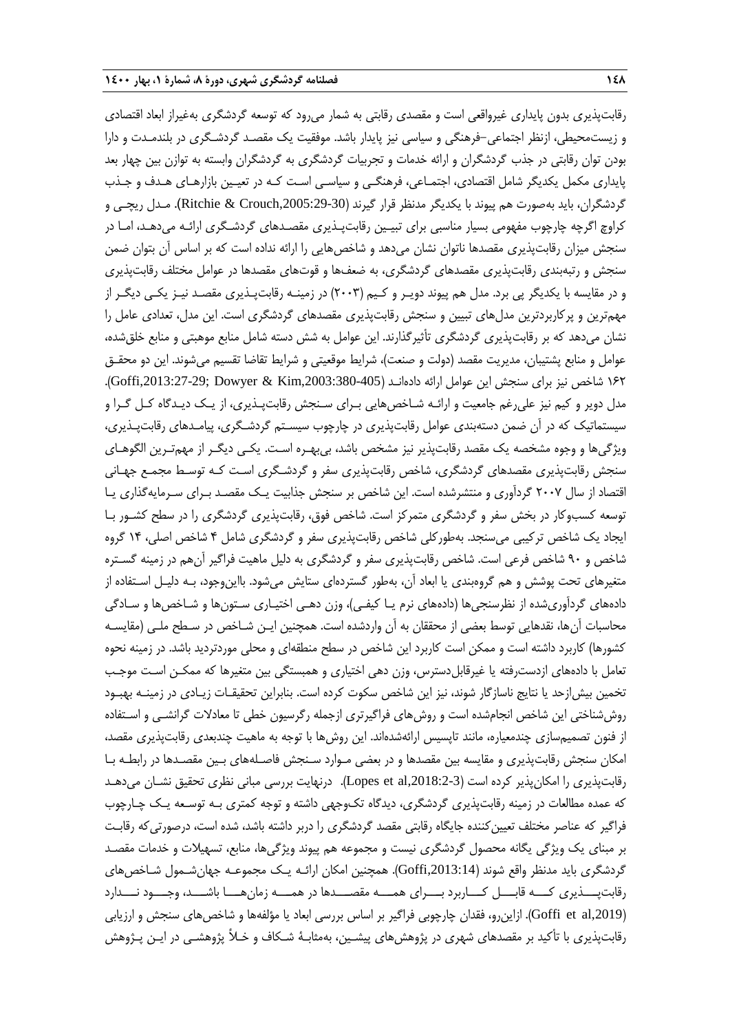رقابت‌پذیری بدون پایداری غیرواقعی است و مقصدی رقابتی به شمار می‌رود که توسعه گردشگری به‌غیراز ابعاد اقتصادی و زیست‌محیطی، ازنظر اجتماعی–فرهنگی و سیاسی نیز پایدار باشد. موفقیت یک مقصد گردشگری در بلندمدت و دارا بودن توان رقابتی در جذب گردشگران و ارائه خدمات و تجربیات گردشگری به گردشگران وابسته به توازن بین چهار بعد پایداری مکمل یکدیگر شامل اقتصادی، اجتماعی، فرهنگی و سیاسی است که در تعیین بازارهای هدف و جذب گردشگران، باید به‌صورت هم پیوند با یکدیگر مدنظر قرار گیرند (Ritchie & Crouch,2005:29-30). مدل ریچی و کراوچ اگرچه چارچوب مفهومی بسیار مناسبی برای تبیین رقابت‌پذیری مقصدهای گردشگری ارائه می‌دهد، اما در سنجش میزان رقابت‌پذیری مقصدها ناتوان نشان می‌دهد و شاخص‌هایی را ارائه نداده است که بر اساس آن بتوان ضمن سنجش و رتبه‌بندی رقابت‌پذیری مقصدهای گردشگری، به ضعف‌ها و قوت‌های مقصدها در عوامل مختلف رقابت‌پذیری و در مقایسه با یکدیگر پی برد. مدل هم پیوند دویر و کیم (۲۰۰۳) در زمینه رقابت‌پذیری مقصد نیز یکی دیگر از مهم‌ترین و پرکاربردترین مدل‌های تبیین و سنجش رقابت‌پذیری مقصدهای گردشگری است. این مدل، تعدادی عامل را نشان می‌دهد که بر رقابت‌پذیری گردشگری تأثیرگذارند. این عوامل به شش دسته شامل منابع موهبتی و منابع خلق‌شده، عوامل و منابع پشتیبان، مدیریت مقصد (دولت و صنعت)، شرایط موقعیتی و شرایط تقاضا تقسیم می‌شوند. این دو محقق ۱۶۲ شاخص نیز برای سنجش این عوامل ارائه داده‌اند (Goffi,2013:27-29; Dowyer & Kim,2003:380-405). مدل دویر و کیم نیز علی‌رغم جامعیت و ارائه شاخص‌هایی برای سنجش رقابت‌پذیری، از یک دیدگاه کل گرا و سیستماتیک که در آن ضمن دسته‌بندی عوامل رقابت‌پذیری در چارچوب سیستم گردشگری، پیامدهای رقابت‌پذیری، ویژگی‌ها و وجوه مشخصه یک مقصد رقابت‌پذیر نیز مشخص باشد، بی‌بهره است. یکی دیگر از مهم‌ترین الگوهای سنجش رقابت‌پذیری مقصدهای گردشگری، شاخص رقابت‌پذیری سفر و گردشگری است که توسط مجمع جهانی اقتصاد از سال ۲۰۰۷ گردآوری و منتشرشده است. این شاخص بر سنجش جذابیت یک مقصد برای سرمایه‌گذاری یا توسعه کسب‌وکار در بخش سفر و گردشگری متمرکز است. شاخص فوق، رقابت‌پذیری گردشگری را در سطح کشور با ایجاد یک شاخص ترکیبی می‌سنجد. به‌طورکلی شاخص رقابت‌پذیری سفر و گردشگری شامل ۴ شاخص اصلی، ۱۴ گروه شاخص و ۹۰ شاخص فرعی است. شاخص رقابت‌پذیری سفر و گردشگری به دلیل ماهیت فراگیر آن‌هم در زمینه گستره متغیرهای تحت پوشش و هم گروه‌بندی یا ابعاد آن، به‌طور گسترده‌ای ستایش می‌شود. بااین‌وجود، به دلیل استفاده از داده‌های گردآوری‌شده از نظرسنجی‌ها (داده‌های نرم یا کیفی)، وزن دهی اختیاری ستون‌ها و شاخص‌ها و سادگی محاسبات آن‌ها، نقدهایی توسط بعضی از محققان به آن واردشده است. همچنین این شاخص در سطح ملی (مقایسه کشورها) کاربرد داشته است و ممکن است کاربرد این شاخص در سطح منطقه‌ای و محلی موردتردید باشد. در زمینه نحوه تعامل با داده‌های ازدست‌رفته یا غیرقابل‌دسترس، وزن دهی اختیاری و همبستگی بین متغیرها که ممکن است موجب تخمین بیش‌ازحد یا نتایج ناسازگار شوند، نیز این شاخص سکوت کرده است. بنابراین تحقیقات زیادی در زمینه بهبود روش‌شناختی این شاخص انجام‌شده است و روش‌های فراگیرتری ازجمله رگرسیون خطی تا معادلات گرانشی و استفاده از فنون تصمیم‌سازی چندمعیاره، مانند تاپسیس ارائه‌شده‌اند. این روش‌ها با توجه به ماهیت چندبعدی رقابت‌پذیری مقصد، امکان سنجش رقابت‌پذیری و مقایسه بین مقصدها و در بعضی موارد سنجش فاصله‌های بین مقصدها در رابطه با رقابت‌پذیری را امکان‌پذیر کرده است (Lopes et al,2018:2-3). درنهایت بررسی مبانی نظری تحقیق نشان می‌دهد که عمده مطالعات در زمینه رقابت‌پذیری گردشگری، دیدگاه تک‌وجهی داشته و توجه کمتری به توسعه یک چارچوب فراگیر که عناصر مختلف تعیین‌کننده جایگاه رقابتی مقصد گردشگری را دربر داشته باشد، شده است، درصورتی‌که رقابت بر مبنای یک ویژگی یگانه محصول گردشگری نیست و مجموعه هم پیوند ویژگی‌ها، منابع، تسهیلات و خدمات مقصد گردشگری باید مدنظر واقع شوند (Goffi,2013:14). همچنین امکان ارائه یک مجموعه جهان‌شمول شاخص‌های رقابت‌پذیری که قابل کاربرد برای همه مقصدها در همه زمان‌ها باشد، وجود ندارد (Goffi et al,2019). ازاین‌رو، فقدان چارچوبی فراگیر بر اساس بررسی ابعاد یا مؤلفه‌ها و شاخص‌های سنجش و ارزیابی رقابت‌پذیری با تأکید بر مقصدهای شهری در پژوهش‌های پیشین، به‌مثابهٔ شکاف و خلأ پژوهشی در این پژوهش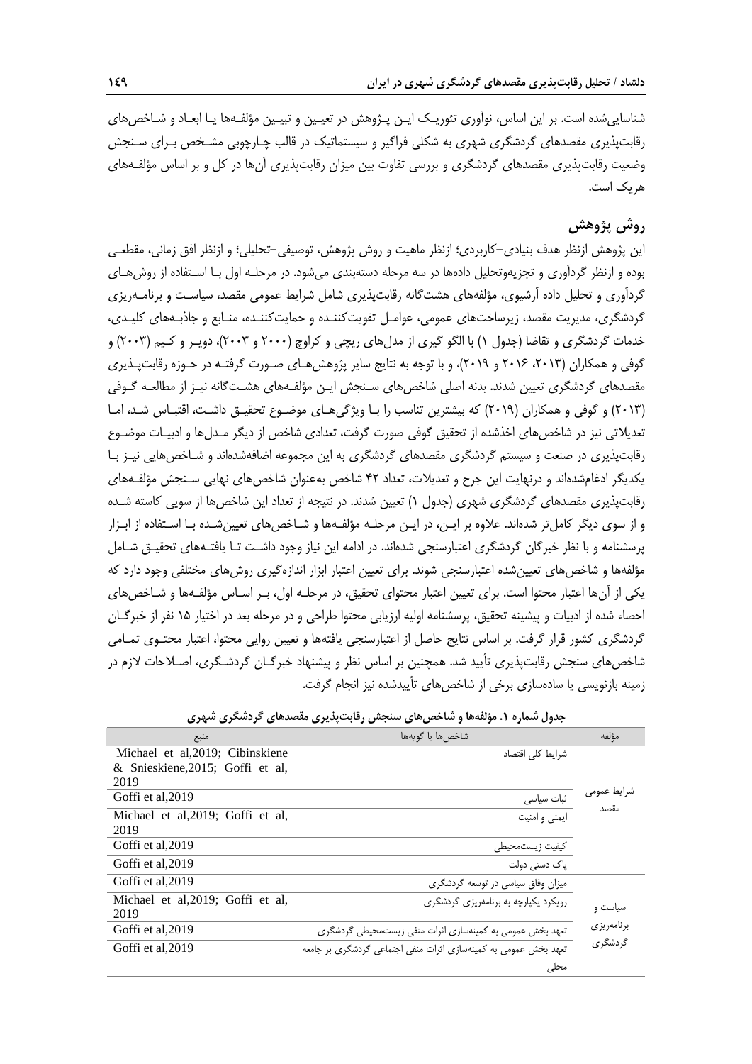شناسایی‌شده است. بر این اساس، نوآوری تئوریک ایـن پـژوهش در تعیـین و تبیـین مؤلفـه‌ها یـا ابعـاد و شـاخص‌های رقابت‌پذیری مقصدهای گردشگری شهری به شکلی فراگیر و سیستماتیک در قالب چـارچوبی مشـخص بـرای سـنجش وضعیت رقابت‌پذیری مقصدهای گردشگری و بررسی تفاوت بین میزان رقابت‌پذیری آن‌ها در کل و بر اساس مؤلفـه‌های هریک است.

## روش پژوهش

این پژوهش ازنظر هدف بنیادی-کاربردی؛ ازنظر ماهیت و روش پژوهش، توصیفی-تحلیلی؛ و ازنظر افق زمانی، مقطعـی بوده و ازنظر گردآوری و تجزیه‌وتحلیل داده‌ها در سه مرحله دسته‌بندی می‌شود. در مرحلـه اول بـا اسـتفاده از روش‌هـای گردآوری و تحلیل داده آرشیوی، مؤلفه‌های هشت‌گانه رقابت‌پذیری شامل شرایط عمومی مقصد، سیاسـت و برنامـه‌ریزی گردشگری، مدیریت مقصد، زیرساخت‌های عمومی، عوامـل تقویت‌کننـده و حمایت‌کننـده، منـابع و جاذبـه‌های کلیـدی، خدمات گردشگری و تقاضا (جدول ۱) با الگو گیری از مدل‌های ریچی و کراوچ (۲۰۰۰ و ۲۰۰۳)، دویـر و کـیم (۲۰۰۳) و گوفی و همکاران (۲۰۱۳، ۲۰۱۶ و ۲۰۱۹)، و با توجه به نتایج سایر پژوهش‌هـای صـورت گرفتـه در حـوزه رقابت‌پـذیری مقصدهای گردشگری تعیین شدند. بدنه اصلی شاخص‌های سـنجش ایـن مؤلفـه‌های هشـت‌گانه نیـز از مطالعـه گـوفی (۲۰۱۳) و گوفی و همکاران (۲۰۱۹) که بیشترین تناسب را بـا ویژگی‌هـای موضـوع تحقیـق داشـت، اقتبـاس شـد، امـا تعدیلاتی نیز در شاخص‌های اخذشده از تحقیق گوفی صورت گرفت، تعدادی شاخص از دیگر مـدل‌ها و ادبیـات موضـوع رقابت‌پذیری در صنعت و سیستم گردشگری مقصدهای گردشگری به این مجموعه اضافه‌شده‌اند و شـاخص‌هایی نیـز بـا یکدیگر ادغام‌شده‌اند و درنهایت این جرح و تعدیلات، تعداد ۴۲ شاخص به‌عنوان شاخص‌های نهایی سـنجش مؤلفـه‌های رقابت‌پذیری مقصدهای گردشگری شهری (جدول ۱) تعیین شدند. در نتیجه از تعداد این شاخص‌ها از سویی کاسته شـده و از سوی دیگر کامل‌تر شده‌اند. علاوه بر ایـن، در ایـن مرحلـه مؤلفـه‌ها و شـاخص‌های تعیین‌شـده بـا اسـتفاده از ابـزار پرسشنامه و با نظر خبرگان گردشگری اعتبارسنجی شده‌اند. در ادامه این نیاز وجود داشـت تـا یافتـه‌های تحقیـق شـامل مؤلفه‌ها و شاخص‌های تعیین‌شده اعتبارسنجی شوند. برای تعیین اعتبار ابزار اندازه‌گیری روش‌های مختلفی وجود دارد که یکی از آن‌ها اعتبار محتوا است. برای تعیین اعتبار محتوای تحقیق، در مرحلـه اول، بـر اسـاس مؤلفـه‌ها و شـاخص‌های احصاء شده از ادبیات و پیشینه تحقیق، پرسشنامه اولیه ارزیابی محتوا طراحی و در مرحله بعد در اختیار ۱۵ نفر از خبرگـان گردشگری کشور قرار گرفت. بر اساس نتایج حاصل از اعتبارسنجی یافته‌ها و تعیین روایی محتوا، اعتبار محتـوی تمـامی شاخص‌های سنجش رقابت‌پذیری تأیید شد. همچنین بر اساس نظر و پیشنهاد خبرگـان گردشـگری، اصـلاحات لازم در زمینه بازنویسی یا ساده‌سازی برخی از شاخص‌های تأییدشده نیز انجام گرفت.

**جدول شماره ۱. مؤلفه‌ها و شاخص‌های سنجش رقابت‌پذیری مقصدهای گردشگری شهری**

| مؤلفه | شاخص‌ها یا گویه‌ها | منبع |
|---|---|---|
| شرایط عمومی مقصد | شرایط کلی اقتصاد | Michael et al,2019; Cibinskiene & Snieskiene,2015; Goffi et al, 2019 |
| | ثبات سیاسی | Goffi et al,2019 |
| | ایمنی و امنیت | Michael et al,2019; Goffi et al, 2019 |
| | کیفیت زیست‌محیطی | Goffi et al,2019 |
| | پاک دستی دولت | Goffi et al,2019 |
| سیاست و برنامه‌ریزی گردشگری | میزان وفاق سیاسی در توسعه گردشگری | Goffi et al,2019 |
| | رویکرد یکپارچه به برنامه‌ریزی گردشگری | Michael et al,2019; Goffi et al, 2019 |
| | تعهد بخش عمومی به کمینه‌سازی اثرات منفی زیست‌محیطی گردشگری | Goffi et al,2019 |
| | تعهد بخش عمومی به کمینه‌سازی اثرات منفی اجتماعی گردشگری بر جامعه محلی | Goffi et al,2019 |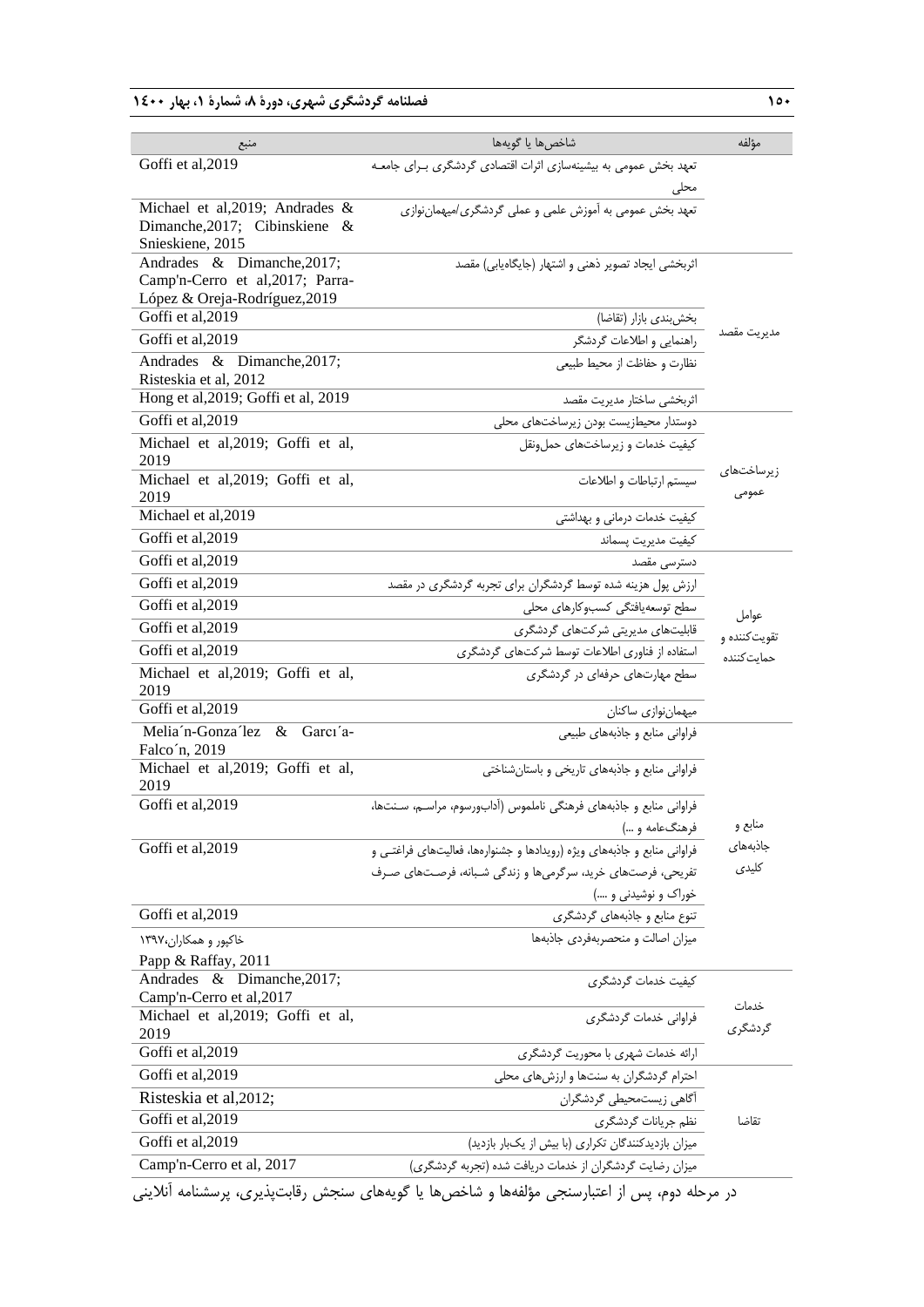| مؤلفه | شاخص‌ها یا گویه‌ها | منبع |
|---|---|---|
| | تعهد بخش عمومی به بیشینه‌سازی اثرات اقتصادی گردشگری برای جامعه محلی | Goffi et al,2019 |
| | تعهد بخش عمومی به آموزش علمی و عملی گردشگری/میهمان‌نوازی | Michael et al,2019; Andrades & Dimanche,2017; Cibinskiene & Snieskiene, 2015 |
| مدیریت مقصد | اثربخشی ایجاد تصویر ذهنی و اشتهار (جایگاه‌یابی) مقصد | Andrades & Dimanche,2017; Camp'n-Cerro et al,2017; Parra-López & Oreja-Rodríguez,2019 |
| | بخش‌بندی بازار (تقاضا) | Goffi et al,2019 |
| | راهنمایی و اطلاعات گردشگر | Goffi et al,2019 |
| | نظارت و حفاظت از محیط طبیعی | Andrades & Dimanche,2017; Risteskia et al, 2012 |
| | اثربخشی ساختار مدیریت مقصد | Hong et al,2019; Goffi et al, 2019 |
| زیرساخت‌های عمومی | دوستدار محیط‌زیست بودن زیرساخت‌های محلی | Goffi et al,2019 |
| | کیفیت خدمات و زیرساخت‌های حمل‌ونقل | Michael et al,2019; Goffi et al, 2019 |
| | سیستم ارتباطات و اطلاعات | Michael et al,2019; Goffi et al, 2019 |
| | کیفیت خدمات درمانی و بهداشتی | Michael et al,2019 |
| | کیفیت مدیریت پسماند | Goffi et al,2019 |
| عوامل تقویت‌کننده و حمایت‌کننده | دسترسی مقصد | Goffi et al,2019 |
| | ارزش پول هزینه شده توسط گردشگران برای تجربه گردشگری در مقصد | Goffi et al,2019 |
| | سطح توسعه‌یافتگی کسب‌وکارهای محلی | Goffi et al,2019 |
| | قابلیت‌های مدیریتی شرکت‌های گردشگری | Goffi et al,2019 |
| | استفاده از فناوری اطلاعات توسط شرکت‌های گردشگری | Goffi et al,2019 |
| | سطح مهارت‌های حرفه‌ای در گردشگری | Michael et al,2019; Goffi et al, 2019 |
| | میهمان‌نوازی ساکنان | Goffi et al,2019 |
| منابع و جاذبه‌های کلیدی | فراوانی منابع و جاذبه‌های طبیعی | Melia´n-Gonza´lez & Garcı´a-Falco´n, 2019 |
| | فراوانی منابع و جاذبه‌های تاریخی و باستان‌شناختی | Michael et al,2019; Goffi et al, 2019 |
| | فراوانی منابع و جاذبه‌های فرهنگی ناملموس (آداب‌ورسوم، مراسم، سنت‌ها، فرهنگ‌عامه و ...) | Goffi et al,2019 |
| | فراوانی منابع و جاذبه‌های ویژه (رویدادها و جشنواره‌ها، فعالیت‌های فراغتی و تفریحی، فرصت‌های خرید، سرگرمی‌ها و زندگی شبانه، فرصت‌های صرف خوراک و نوشیدنی و ....) | Goffi et al,2019 |
| | تنوع منابع و جاذبه‌های گردشگری | Goffi et al,2019 |
| | میزان اصالت و منحصربه‌فردی جاذبه‌ها | خاکپور و همکاران،۱۳۹۷، Papp & Raffay, 2011 |
| خدمات گردشگری | کیفیت خدمات گردشگری | Andrades & Dimanche,2017; Camp'n-Cerro et al,2017 |
| | فراوانی خدمات گردشگری | Michael et al,2019; Goffi et al, 2019 |
| | ارائه خدمات شهری با محوریت گردشگری | Goffi et al,2019 |
| تقاضا | احترام گردشگران به سنت‌ها و ارزش‌های محلی | Goffi et al,2019 |
| | آگاهی زیست‌محیطی گردشگران | Risteskia et al,2012; |
| | نظم جریانات گردشگری | Goffi et al,2019 |
| | میزان بازدیدکنندگان تکراری (با بیش از یک‌بار بازدید) | Goffi et al,2019 |
| | میزان رضایت گردشگران از خدمات دریافت شده (تجربه گردشگری) | Camp'n-Cerro et al, 2017 |

در مرحله دوم، پس از اعتبارسنجی مؤلفه‌ها و شاخص‌ها یا گویه‌های سنجش رقابت‌پذیری، پرسشنامه آنلاینی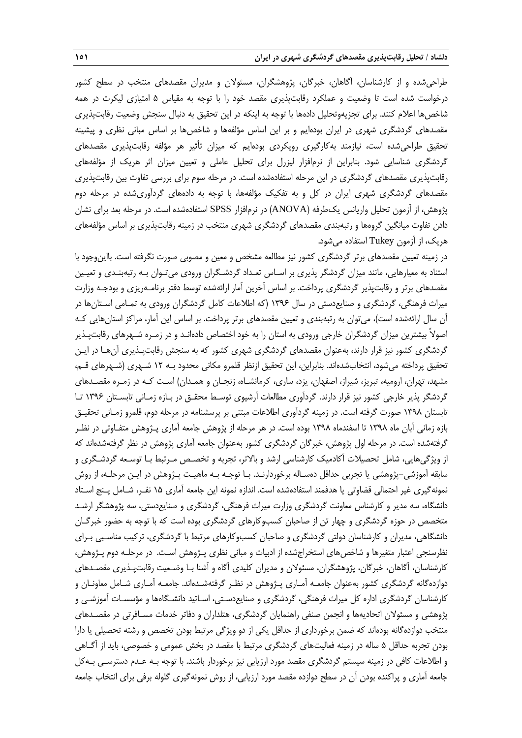طراحی‌شده و از کارشناسان، آگاهان، خبرگان، پژوهشگران، مسئولان و مدیران مقصدهای منتخب در سطح کشور درخواست شده است تا وضعیت و عملکرد رقابت‌پذیری مقصد خود را با توجه به مقیاس ۵ امتیازی لیکرت در همه شاخص‌ها اعلام کنند. برای تجزیه‌وتحلیل داده‌ها با توجه به اینکه در این تحقیق به دنبال سنجش وضعیت رقابت‌پذیری مقصدهای گردشگری شهری در ایران بوده‌ایم و بر این اساس مؤلفه‌ها و شاخص‌ها بر اساس مبانی نظری و پیشینه تحقیق طراحی‌شده است، نیازمند به‌کارگیری رویکردی بوده‌ایم که میزان تأثیر هر مؤلفه رقابت‌پذیری مقصدهای گردشگری شناسایی شود. بنابراین از نرم‌افزار لیزرل برای تحلیل عاملی و تعیین میزان اثر هریک از مؤلفه‌های رقابت‌پذیری مقصدهای گردشگری در این مرحله استفاده‌شده است. در مرحله سوم برای بررسی تفاوت بین رقابت‌پذیری مقصدهای گردشگری شهری ایران در کل و به تفکیک مؤلفه‌ها، با توجه به داده‌های گردآوری‌شده در مرحله دوم پژوهش، از آزمون تحلیل واریانس یک‌طرفه (ANOVA) در نرم‌افزار SPSS استفاده‌شده است. در مرحله بعد برای نشان دادن تفاوت میانگین گروه‌ها و رتبه‌بندی مقصدهای گردشگری شهری منتخب در زمینه رقابت‌پذیری بر اساس مؤلفه‌های هریک، از آزمون Tukey استفاده می‌شود.

در زمینه تعیین مقصدهای برتر گردشگری کشور نیز مطالعه مشخص و معین و مصوبی صورت نگرفته است. بااین‌وجود با استناد به معیارهایی، مانند میزان گردشگر پذیری بر اساس تعداد گردشگران ورودی می‌توان به رتبه‌بندی و تعیین مقصدهای برتر و رقابت‌پذیر گردشگری پرداخت. بر اساس آخرین آمار ارائه‌شده توسط دفتر برنامه‌ریزی و بودجه وزارت میراث فرهنگی، گردشگری و صنایع‌دستی در سال ۱۳۹۶ (که اطلاعات کامل گردشگران ورودی به تمامی استان‌ها در آن سال ارائه‌شده است)، می‌توان به رتبه‌بندی و تعیین مقصدهای برتر پرداخت. بر اساس این آمار، مراکز استان‌هایی که اصولاً بیشترین میزان گردشگران خارجی ورودی به استان را به خود اختصاص داده‌اند و در زمره شهرهای رقابت‌پذیر گردشگری کشور نیز قرار دارند، به‌عنوان مقصدهای گردشگری شهری کشور که به سنجش رقابت‌پذیری آن‌ها در این تحقیق پرداخته می‌شود، انتخاب‌شده‌اند. بنابراین، این تحقیق ازنظر قلمرو مکانی محدود به ۱۲ شهری (شهرهای قم، مشهد، تهران، ارومیه، تبریز، شیراز، اصفهان، یزد، ساری، کرمانشاه، زنجان و همدان) است که در زمره مقصدهای گردشگر پذیر خارجی کشور نیز قرار دارند. گردآوری مطالعات آرشیوی توسط محقق در بازه زمانی تابستان ۱۳۹۶ تا تابستان ۱۳۹۸ صورت گرفته است. در زمینه گردآوری اطلاعات مبتنی بر پرسشنامه در مرحله دوم، قلمرو زمانی تحقیق بازه زمانی آبان ماه ۱۳۹۸ تا اسفندماه ۱۳۹۸ بوده است. در هر مرحله از پژوهش جامعه آماری پژوهش متفاوتی در نظر گرفته‌شده است. در مرحله اول پژوهش، خبرگان گردشگری کشور به‌عنوان جامعه آماری پژوهش در نظر گرفته‌شده‌اند که از ویژگی‌هایی، شامل تحصیلات آکادمیک کارشناسی ارشد و بالاتر، تجربه و تخصص مرتبط با توسعه گردشگری و سابقه آموزشی–پژوهشی یا تجربی حداقل ده‌ساله برخوردارند. با توجه به ماهیت پژوهش در این مرحله، از روش نمونه‌گیری غیر احتمالی قضاوتی یا هدفمند استفاده‌شده است. اندازه نمونه این جامعه آماری ۱۵ نفر، شامل پنج استاد دانشگاه، سه مدیر و کارشناس معاونت گردشگری وزارت میراث فرهنگی، گردشگری و صنایع‌دستی، سه پژوهشگر ارشد متخصص در حوزه گردشگری و چهار تن از صاحبان کسب‌وکارهای گردشگری بوده است که با توجه به حضور خبرگان دانشگاهی، مدیران و کارشناسان دولتی گردشگری و صاحبان کسب‌وکارهای مرتبط با گردشگری، ترکیب مناسبی برای نظرسنجی اعتبار متغیرها و شاخص‌های استخراج‌شده از ادبیات و مبانی نظری پژوهش است. در مرحله دوم پژوهش، کارشناسان، آگاهان، خبرگان، پژوهشگران، مسئولان و مدیران کلیدی آگاه و آشنا با وضعیت رقابت‌پذیری مقصدهای دوازده‌گانه گردشگری کشور به‌عنوان جامعه آماری پژوهش در نظر گرفته‌شده‌اند. جامعه آماری شامل معاونان و کارشناسان گردشگری اداره کل میراث فرهنگی، گردشگری و صنایع‌دستی، اساتید دانشگاه‌ها و مؤسسات آموزشی و پژوهشی و مسئولان اتحادیه‌ها و انجمن صنفی راهنمایان گردشگری، هتلداران و دفاتر خدمات مسافرتی در مقصدهای منتخب دوازده‌گانه بوده‌اند که ضمن برخورداری از حداقل یکی از دو ویژگی مرتبط بودن تخصص و رشته تحصیلی یا دارا بودن تجربه حداقل ۵ ساله در زمینه فعالیت‌های گردشگری مرتبط با مقصد در بخش عمومی و خصوصی، باید از آگاهی و اطلاعات کافی در زمینه سیستم گردشگری مقصد مورد ارزیابی نیز برخوردار باشند. با توجه به عدم دسترسی به‌کل جامعه آماری و پراکنده بودن آن در سطح دوازده مقصد مورد ارزیابی، از روش نمونه‌گیری گلوله برفی برای انتخاب جامعه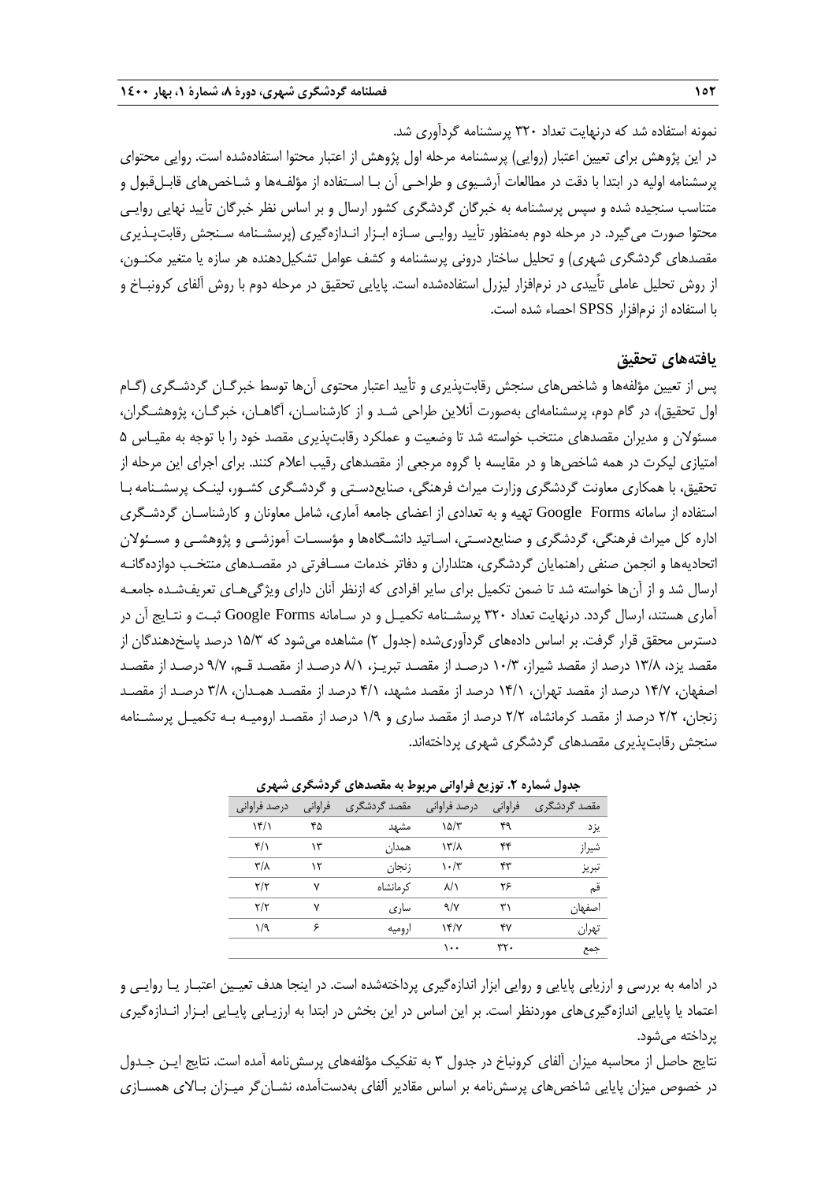نمونه استفاده شد که درنهایت تعداد ۳۲۰ پرسشنامه گردآوری شد.

در این پژوهش برای تعیین اعتبار (روایی) پرسشنامه مرحله اول پژوهش از اعتبار محتوا استفاده‌شده است. روایی محتوای پرسشنامه اولیه در ابتدا با دقت در مطالعات آرشیوی و طراحی آن با استفاده از مؤلفه‌ها و شاخص‌های قابل‌قبول و متناسب سنجیده شده و سپس پرسشنامه به خبرگان گردشگری کشور ارسال و بر اساس نظر خبرگان تأیید نهایی روایی محتوا صورت می‌گیرد. در مرحله دوم به‌منظور تأیید روایی سازه ابزار اندازه‌گیری (پرسشنامه سنجش رقابت‌پذیری مقصدهای گردشگری شهری) و تحلیل ساختار درونی پرسشنامه و کشف عوامل تشکیل‌دهنده هر سازه یا متغیر مکنون، از روش تحلیل عاملی تأییدی در نرم‌افزار لیزرل استفاده‌شده است. پایایی تحقیق در مرحله دوم با روش آلفای کرونباخ و با استفاده از نرم‌افزار SPSS احصاء شده است.

## یافته‌های تحقیق

پس از تعیین مؤلفه‌ها و شاخص‌های سنجش رقابت‌پذیری و تأیید اعتبار محتوی آن‌ها توسط خبرگان گردشگری (گام اول تحقیق)، در گام دوم، پرسشنامه‌ای به‌صورت آنلاین طراحی شد و از کارشناسان، آگاهان، خبرگان، پژوهشگران، مسئولان و مدیران مقصدهای منتخب خواسته شد تا وضعیت و عملکرد رقابت‌پذیری مقصد خود را با توجه به مقیاس ۵ امتیازی لیکرت در همه شاخص‌ها و در مقایسه با گروه مرجعی از مقصدهای رقیب اعلام کنند. برای اجرای این مرحله از تحقیق، با همکاری معاونت گردشگری وزارت میراث فرهنگی، صنایع‌دستی و گردشگری کشور، لینک پرسشنامه با استفاده از سامانه Google Forms تهیه و به تعدادی از اعضای جامعه آماری، شامل معاونان و کارشناسان گردشگری اداره کل میراث فرهنگی، گردشگری و صنایع‌دستی، اساتید دانشگاه‌ها و مؤسسات آموزشی و پژوهشی و مسئولان اتحادیه‌ها و انجمن صنفی راهنمایان گردشگری، هتلداران و دفاتر خدمات مسافرتی در مقصدهای منتخب دوازده‌گانه ارسال شد و از آن‌ها خواسته شد تا ضمن تکمیل برای سایر افرادی که ازنظر آنان دارای ویژگی‌های تعریف‌شده جامعه آماری هستند، ارسال گردد. درنهایت تعداد ۳۲۰ پرسشنامه تکمیل و در سامانه Google Forms ثبت و نتایج آن در دسترس محقق قرار گرفت. بر اساس داده‌های گردآوری‌شده (جدول ۲) مشاهده می‌شود که ۱۵/۳ درصد پاسخ‌دهندگان از مقصد یزد، ۱۳/۸ درصد از مقصد شیراز، ۱۰/۳ درصد از مقصد تبریز، ۸/۱ درصد از مقصد قم، ۹/۷ درصد از مقصد اصفهان، ۱۴/۷ درصد از مقصد تهران، ۱۴/۱ درصد از مقصد مشهد، ۴/۱ درصد از مقصد همدان، ۳/۸ درصد از مقصد زنجان، ۲/۲ درصد از مقصد کرمانشاه، ۲/۲ درصد از مقصد ساری و ۱/۹ درصد از مقصد ارومیه به تکمیل پرسشنامه سنجش رقابت‌پذیری مقصدهای گردشگری شهری پرداخته‌اند.

**جدول شماره ۲. توزیع فراوانی مربوط به مقصدهای گردشگری شهری**

| مقصد گردشگری | فراوانی | درصد فراوانی | مقصد گردشگری | فراوانی | درصد فراوانی |
|---|---|---|---|---|---|
| یزد | ۴۹ | ۱۵/۳ | مشهد | ۴۵ | ۱۴/۱ |
| شیراز | ۴۴ | ۱۳/۸ | همدان | ۱۳ | ۴/۱ |
| تبریز | ۴۳ | ۱۰/۳ | زنجان | ۱۲ | ۳/۸ |
| قم | ۲۶ | ۸/۱ | کرمانشاه | ۷ | ۲/۲ |
| اصفهان | ۳۱ | ۹/۷ | ساری | ۷ | ۲/۲ |
| تهران | ۴۷ | ۱۴/۷ | ارومیه | ۶ | ۱/۹ |
| جمع | ۳۲۰ | ۱۰۰ | | | |

در ادامه به بررسی و ارزیابی پایایی و روایی ابزار اندازه‌گیری پرداخته‌شده است. در اینجا هدف تعیین اعتبار یا روایی و اعتماد یا پایایی اندازه‌گیری‌های موردنظر است. بر این اساس در این بخش در ابتدا به ارزیابی پایایی ابزار اندازه‌گیری پرداخته می‌شود.

نتایج حاصل از محاسبه میزان آلفای کرونباخ در جدول ۳ به تفکیک مؤلفه‌های پرسش‌نامه آمده است. نتایج این جدول در خصوص میزان پایایی شاخص‌های پرسش‌نامه بر اساس مقادیر آلفای به‌دست‌آمده، نشان‌گر میزان بالای همسازی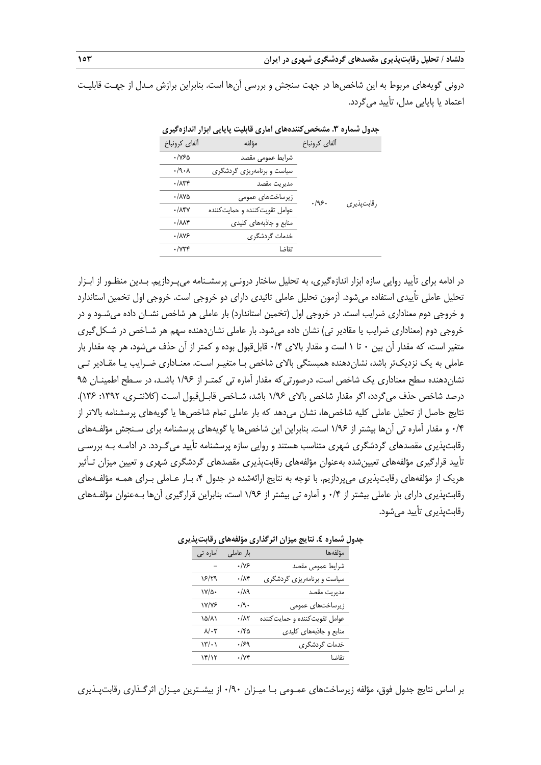درونی گویه‌های مربوط به این شاخص‌ها در جهت سنجش و بررسی آن‌ها است. بنابراین برازش مدل از جهت قابلیت اعتماد یا پایایی مدل، تأیید می‌گردد.

**جدول شماره ۳. مشخص‌کننده‌های آماری قابلیت پایایی ابزار اندازه‌گیری**

| | آلفای کرونباخ | مؤلفه | آلفای کرونباخ |
|---|---|---|---|
| رقابت‌پذیری | ۰/۹۶۰ | شرایط عمومی مقصد | ۰/۷۶۵ |
| | | سیاست و برنامه‌ریزی گردشگری | ۰/۹۰۸ |
| | | مدیریت مقصد | ۰/۸۳۴ |
| | | زیرساخت‌های عمومی | ۰/۸۷۵ |
| | | عوامل تقویت‌کننده و حمایت‌کننده | ۰/۸۴۷ |
| | | منابع و جاذبه‌های کلیدی | ۰/۸۸۴ |
| | | خدمات گردشگری | ۰/۸۷۶ |
| | | تقاضا | ۰/۷۲۴ |

در ادامه برای تأیید روایی سازه ابزار اندازه‌گیری، به تحلیل ساختار درونی پرسشنامه می‌پردازیم. بدین منظور از ابزار تحلیل عاملی تأییدی استفاده می‌شود. آزمون تحلیل عاملی تائیدی دارای دو خروجی است. خروجی اول تخمین استاندارد و خروجی دوم معناداری ضرایب است. در خروجی اول (تخمین استاندارد) بار عاملی هر شاخص نشان داده می‌شود و در خروجی دوم (معناداری ضرایب یا مقادیر تی) نشان داده می‌شود. بار عاملی نشان‌دهنده سهم هر شاخص در شکل‌گیری متغیر است، که مقدار آن بین ۰ تا ۱ است و مقدار بالای ۰/۴ قابل‌قبول بوده و کمتر از آن حذف می‌شود، هر چه مقدار بار عاملی به یک نزدیک‌تر باشد، نشان‌دهنده همبستگی بالای شاخص با متغیر است. معناداری ضرایب یا مقادیر تی نشان‌دهنده سطح معناداری یک شاخص است، درصورتی‌که مقدار آماره تی کمتر از ۱/۹۶ باشد، در سطح اطمینان ۹۵ درصد شاخص حذف می‌گردد، اگر مقدار شاخص بالای ۱/۹۶ باشد، شاخص قابل‌قبول است (کلانتری، ۱۳۹۲: ۱۳۶). نتایج حاصل از تحلیل عاملی کلیه شاخص‌ها، نشان می‌دهد که بار عاملی تمام شاخص‌ها یا گویه‌های پرسشنامه بالاتر از ۰/۴ و مقدار آماره تی آن‌ها بیشتر از ۱/۹۶ است. بنابراین این شاخص‌ها یا گویه‌های پرسشنامه برای سنجش مؤلفه‌های رقابت‌پذیری مقصدهای گردشگری شهری متناسب هستند و روایی سازه پرسشنامه تأیید می‌گردد. در ادامه به بررسی تأیید قرارگیری مؤلفه‌های تعیین‌شده به‌عنوان مؤلفه‌های رقابت‌پذیری مقصدهای گردشگری شهری و تعیین میزان تأثیر هریک از مؤلفه‌های رقابت‌پذیری می‌پردازیم. با توجه به نتایج ارائه‌شده در جدول ۴، بار عاملی برای همه مؤلفه‌های رقابت‌پذیری دارای بار عاملی بیشتر از ۰/۴ و آماره تی بیشتر از ۱/۹۶ است، بنابراین قرارگیری آن‌ها به‌عنوان مؤلفه‌های رقابت‌پذیری تأیید می‌شود.

**جدول شماره ٤. نتایج میزان اثرگذاری مؤلفه‌های رقابت‌پذیری**

| مؤلفه‌ها | بار عاملی | آماره تی |
|---|---|---|
| شرایط عمومی مقصد | ۰/۷۶ | – |
| سیاست و برنامه‌ریزی گردشگری | ۰/۸۴ | ۱۶/۲۹ |
| مدیریت مقصد | ۰/۸۹ | ۱۷/۵۰ |
| زیرساخت‌های عمومی | ۰/۹۰ | ۱۷/۷۶ |
| عوامل تقویت‌کننده و حمایت‌کننده | ۰/۸۲ | ۱۵/۸۱ |
| منابع و جاذبه‌های کلیدی | ۰/۴۵ | ۸/۰۳ |
| خدمات گردشگری | ۰/۶۹ | ۱۳/۰۱ |
| تقاضا | ۰/۷۴ | ۱۴/۱۲ |

بر اساس نتایج جدول فوق، مؤلفه زیرساخت‌های عمومی با میزان ۰/۹۰ از بیشترین میزان اثرگذاری رقابت‌پذیری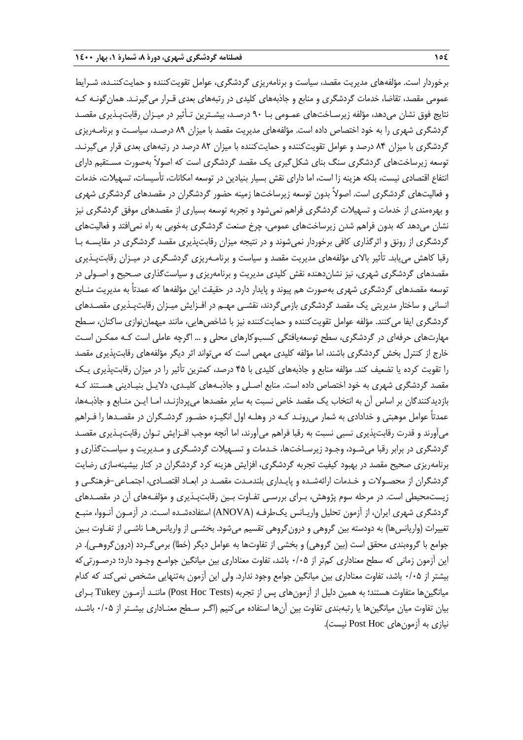برخوردار است. مؤلفه‌های مدیریت مقصد، سیاست و برنامه‌ریزی گردشگری، عوامل تقویت‌کننده و حمایت‌کننده، شرایط عمومی مقصد، تقاضا، خدمات گردشگری و منابع و جاذبه‌های کلیدی در رتبه‌های بعدی قرار می‌گیرند. همان‌گونه که نتایج فوق نشان می‌دهد، مؤلفه زیرساخت‌های عمومی با ۹۰ درصد، بیشترین تأثیر در میزان رقابت‌پذیری مقصد گردشگری شهری را به خود اختصاص داده است. مؤلفه‌های مدیریت مقصد با میزان ۸۹ درصد، سیاست و برنامه‌ریزی گردشگری با میزان ۸۴ درصد و عوامل تقویت‌کننده و حمایت‌کننده با میزان ۸۲ درصد در رتبه‌های بعدی قرار می‌گیرند. توسعه زیرساخت‌های گردشگری سنگ بنای شکل‌گیری یک مقصد گردشگری است که اصولاً به‌صورت مستقیم دارای انتفاع اقتصادی نیست، بلکه هزینه زا است، اما دارای نقش بسیار بنیادین در توسعه امکانات، تأسیسات، تسهیلات، خدمات و فعالیت‌های گردشگری است. اصولاً بدون توسعه زیرساخت‌ها زمینه حضور گردشگران در مقصدهای گردشگری شهری و بهره‌مندی از خدمات و تسهیلات گردشگری فراهم نمی‌شود و تجربه توسعه بسیاری از مقصدهای موفق گردشگری نیز نشان می‌دهد که بدون فراهم شدن زیرساخت‌های عمومی، چرخ صنعت گردشگری به‌خوبی به راه نمی‌افتد و فعالیت‌های گردشگری از رونق و اثرگذاری کافی برخوردار نمی‌شوند و در نتیجه میزان رقابت‌پذیری مقصد گردشگری در مقایسه با رقبا کاهش می‌یابد. تأثیر بالای مؤلفه‌های مدیریت مقصد و سیاست و برنامه‌ریزی گردشگری در میزان رقابت‌پذیری مقصدهای گردشگری شهری، نیز نشان‌دهنده نقش کلیدی مدیریت و برنامه‌ریزی و سیاست‌گذاری صحیح و اصولی در توسعه مقصدهای گردشگری شهری به‌صورت هم پیوند و پایدار دارد. در حقیقت این مؤلفه‌ها که عمدتاً به مدیریت منابع انسانی و ساختار مدیریتی یک مقصد گردشگری بازمی‌گردند، نقشی مهم در افزایش میزان رقابت‌پذیری مقصدهای گردشگری ایفا می‌کنند. مؤلفه عوامل تقویت‌کننده و حمایت‌کننده نیز با شاخص‌هایی، مانند میهمان‌نوازی ساکنان، سطح مهارت‌های حرفه‌ای در گردشگری، سطح توسعه‌یافتگی کسب‌وکارهای محلی و ... اگرچه عاملی است که ممکن است خارج از کنترل بخش گردشگری باشند، اما مؤلفه کلیدی مهمی است که می‌تواند اثر دیگر مؤلفه‌های رقابت‌پذیری مقصد را تقویت کرده یا تضعیف کند. مؤلفه منابع و جاذبه‌های کلیدی با ۴۵ درصد، کمترین تأثیر را در میزان رقابت‌پذیری یک مقصد گردشگری شهری به خود اختصاص داده است. منابع اصلی و جاذبه‌های کلیدی، دلایل بنیادینی هستند که بازدیدکنندگان بر اساس آن به انتخاب یک مقصد خاص نسبت به سایر مقصدها می‌پردازند، اما این منابع و جاذبه‌ها، عمدتاً عوامل موهبتی و خدادادی به شمار می‌روند که در وهله اول انگیزه حضور گردشگران در مقصدها را فراهم می‌آورند و قدرت رقابت‌پذیری نسبی نسبت به رقبا فراهم می‌آورند، اما آنچه موجب افزایش توان رقابت‌پذیری مقصد گردشگری در برابر رقبا می‌شود، وجود زیرساخت‌ها، خدمات و تسهیلات گردشگری و مدیریت و سیاست‌گذاری و برنامه‌ریزی صحیح مقصد در بهبود کیفیت تجربه گردشگری، افزایش هزینه کرد گردشگران در کنار بیشینه‌سازی رضایت گردشگران از محصولات و خدمات ارائه‌شده و پایداری بلندمدت مقصد در ابعاد اقتصادی، اجتماعی-فرهنگی و زیست‌محیطی است. در مرحله سوم پژوهش، برای بررسی تفاوت بین رقابت‌پذیری و مؤلفه‌های آن در مقصدهای گردشگری شهری ایران، از آزمون تحلیل واریانس یک‌طرفه (ANOVA) استفاده‌شده است. در آزمون آنووا، منبع تغییرات (واریانس‌ها) به دودسته بین گروهی و درون‌گروهی تقسیم می‌شود. بخشی از واریانس‌ها ناشی از تفاوت بین جوامع با گروه‌بندی محقق است (بین گروهی) و بخشی از تفاوت‌ها به عوامل دیگر (خطا) برمی‌گردد (درون‌گروهی). در این آزمون زمانی که سطح معناداری کم‌تر از ۰/۰۵ باشد، تفاوت معناداری بین میانگین جوامع وجود دارد؛ درصورتی‌که بیشتر از ۰/۰۵ باشد، تفاوت معناداری بین میانگین جوامع وجود ندارد. ولی این آزمون به‌تنهایی مشخص نمی‌کند که کدام میانگین‌ها متفاوت هستند؛ به همین دلیل از آزمون‌های پس از تجربه (Post Hoc Tests) مانند آزمون Tukey برای بیان تفاوت میان میانگین‌ها یا رتبه‌بندی تفاوت بین آن‌ها استفاده می‌کنیم (اگر سطح معناداری بیشتر از ۰/۰۵ باشد، نیازی به آزمون‌های Post Hoc نیست).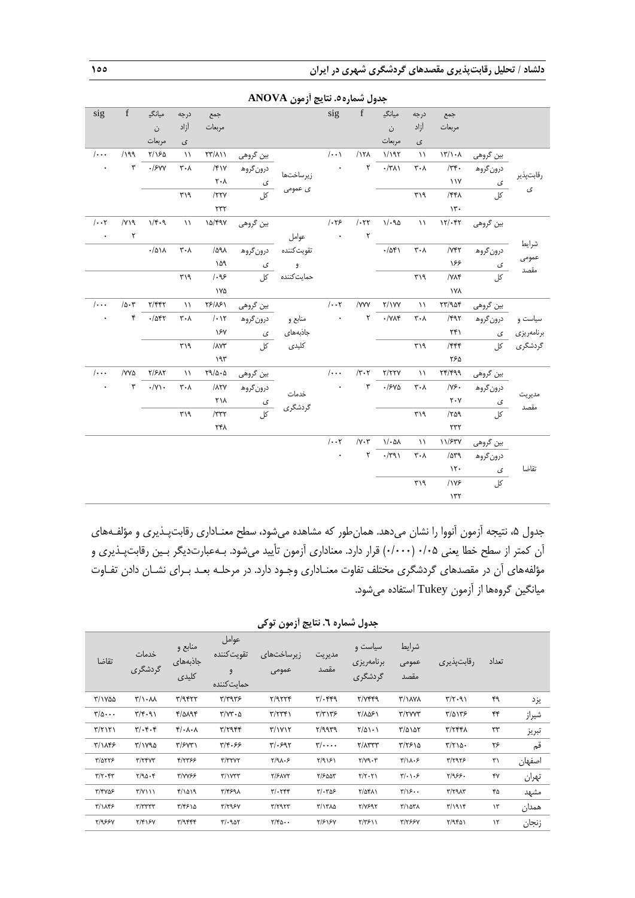**جدول شماره ۵. نتایج آزمون ANOVA**

| | | جمع مربعات | درجه آزادی | میانگین مربعات | f | sig | | | جمع مربعات | درجه آزادی | میانگین مربعات | f | sig |
|---|---|---|---|---|---|---|---|---|---|---|---|---|---|
| رقابت‌پذیری | بین گروهی | ۱۳/۱۰۸ | ۱۱ | ۱/۱۹۲ | ۳/۱۲۸ | ۰/۰۰۱ | زیرساخت‌های عمومی | بین گروهی | ۲۳/۸۱۱ | ۱۱ | ۲/۱۶۵ | ۳/۱۹۹ | ۰/۰۰۰ |
| | درون‌گروهی | ۱۱۷/۳۴۰ | ۳۰۸ | ۰/۳۸۱ | | | | درون‌گروهی | ۲۰۸/۴۱۷ | ۳۰۸ | ۰/۶۷۷ | | |
| | کل | ۱۳۰/۴۴۸ | ۳۱۹ | | | | | کل | ۲۳۲/۲۲۷ | ۳۱۹ | | | |
| شرایط عمومی مقصد | بین گروهی | ۱۲/۰۴۲ | ۱۱ | ۱/۰۹۵ | ۲/۰۲۲ | ۰/۰۲۶ | عوامل تقویت‌کننده و حمایت‌کننده | بین گروهی | ۱۵/۴۹۷ | ۱۱ | ۱/۴۰۹ | ۲/۷۱۹ | ۰/۰۰۲ |
| | درون‌گروهی | ۱۶۶/۷۴۲ | ۳۰۸ | ۰/۵۴۱ | | | | درون‌گروهی | ۱۵۹/۵۹۸ | ۳۰۸ | ۰/۵۱۸ | | |
| | کل | ۱۷۸/۷۸۴ | ۳۱۹ | | | | | کل | ۱۷۵/۰۹۶ | ۳۱۹ | | | |
| سیاست و برنامه‌ریزی گردشگری | بین گروهی | ۲۳/۹۵۴ | ۱۱ | ۲/۱۷۷ | ۲/۷۷۷ | ۰/۰۰۲ | منابع و جاذبه‌های کلیدی | بین گروهی | ۲۶/۸۶۱ | ۱۱ | ۲/۴۴۲ | ۴/۵۰۳ | ۰/۰۰۰ |
| | درون‌گروهی | ۲۴۱/۴۹۲ | ۳۰۸ | ۰/۷۸۴ | | | | درون‌گروهی | ۱۶۷/۰۱۲ | ۳۰۸ | ۰/۵۴۲ | | |
| | کل | ۲۶۵/۴۴۶ | ۳۱۹ | | | | | کل | ۱۹۳/۸۷۳ | ۳۱۹ | | | |
| مدیریت مقصد | بین گروهی | ۲۴/۴۹۹ | ۱۱ | ۲/۲۲۷ | ۳/۳۰۲ | ۰/۰۰۰ | خدمات گردشگری | بین گروهی | ۲۹/۵۰۵ | ۱۱ | ۲/۶۸۲ | ۳/۷۷۵ | ۰/۰۰۰ |
| | درون‌گروهی | ۲۰۷/۷۶۰ | ۳۰۸ | ۰/۶۷۵ | | | | درون‌گروهی | ۲۱۸/۸۲۷ | ۳۰۸ | ۰/۷۱۰ | | |
| | کل | ۲۳۲/۲۵۹ | ۳۱۹ | | | | | کل | ۲۴۸/۳۳۲ | ۳۱۹ | | | |
| تقاضا | بین گروهی | ۱۱/۶۳۷ | ۱۱ | ۱/۰۵۸ | ۲/۷۰۳ | ۰/۰۰۲ | | | | | | | |
| | درون‌گروهی | ۱۲۰/۵۳۹ | ۳۰۸ | ۰/۳۹۱ | | | | | | | | | |
| | کل | ۱۳۲/۱۷۶ | ۳۱۹ | | | | | | | | | | |

جدول ۵، نتیجه آزمون آنووا را نشان می‌دهد. همان‌طور که مشاهده می‌شود، سطح معناداری رقابت‌پذیری و مؤلفه‌های آن کمتر از سطح خطا یعنی ۰/۰۵ (۰/۰۰۰) قرار دارد. معناداری آزمون تأیید می‌شود. به‌عبارت‌دیگر بین رقابت‌پذیری و مؤلفه‌های آن در مقصدهای گردشگری مختلف تفاوت معناداری وجود دارد. در مرحله بعد برای نشان دادن تفاوت میانگین گروه‌ها از آزمون Tukey استفاده می‌شود.

**جدول شماره ٦. نتایج آزمون توکی**

| | تعداد | رقابت‌پذیری | شرایط عمومی مقصد | سیاست و برنامه‌ریزی گردشگری | مدیریت مقصد | زیرساخت‌های عمومی | عوامل تقویت‌کننده و حمایت‌کننده | منابع و جاذبه‌های کلیدی | خدمات گردشگری | تقاضا |
|---|---|---|---|---|---|---|---|---|---|---|
| یزد | ۴۹ | ۳/۲۰۹۱ | ۳/۱۸۷۸ | ۲/۷۴۴۹ | ۳/۰۴۴۹ | ۲/۹۲۲۴ | ۳/۳۹۳۶ | ۳/۹۴۲۲ | ۳/۱۰۸۸ | ۳/۱۷۵۵ |
| شیراز | ۴۴ | ۳/۵۱۳۶ | ۳/۲۷۷۳ | ۲/۸۵۶۱ | ۳/۳۱۳۶ | ۳/۲۳۴۱ | ۳/۷۳۰۵ | ۴/۵۸۹۴ | ۳/۴۰۹۱ | ۳/۵۰۰۰ |
| تبریز | ۳۳ | ۳/۲۴۴۸ | ۳/۵۱۵۲ | ۲/۵۱۰۱ | ۲/۹۹۳۹ | ۳/۱۷۱۲ | ۳/۲۹۴۴ | ۴/۰۸۰۸ | ۳/۰۴۰۴ | ۳/۲۱۲۱ |
| قم | ۲۶ | ۳/۲۱۵۰ | ۳/۲۶۱۵ | ۲/۸۳۳۳ | ۳/۰۰۰۰ | ۳/۰۶۹۲ | ۳/۴۰۶۶ | ۳/۶۷۳۱ | ۳/۱۷۹۵ | ۳/۱۸۴۶ |
| اصفهان | ۳۱ | ۳/۲۹۲۶ | ۳/۱۸۰۶ | ۲/۷۹۰۳ | ۲/۹۱۶۱ | ۲/۹۸۰۶ | ۳/۳۲۷۲ | ۴/۲۳۶۶ | ۳/۲۴۷۳ | ۳/۵۲۲۶ |
| تهران | ۴۷ | ۲/۹۶۶۰ | ۳/۰۱۰۶ | ۲/۲۰۲۱ | ۲/۶۵۵۳ | ۲/۶۸۷۲ | ۳/۱۷۳۳ | ۳/۷۷۶۶ | ۲/۹۵۰۴ | ۳/۲۰۴۳ |
| مشهد | ۴۵ | ۳/۲۹۸۳ | ۳/۱۶۰۰ | ۲/۵۴۸۱ | ۳/۰۳۵۶ | ۳/۰۲۴۴ | ۳/۴۶۹۸ | ۴/۱۵۱۹ | ۳/۷۱۱۱ | ۳/۴۷۵۶ |
| همدان | ۱۳ | ۳/۱۹۱۴ | ۳/۱۵۳۸ | ۲/۷۶۹۲ | ۳/۱۳۸۵ | ۳/۲۹۲۳ | ۳/۲۹۶۷ | ۳/۴۶۱۵ | ۳/۳۳۳۳ | ۳/۱۸۴۶ |
| زنجان | ۱۲ | ۲/۹۴۵۱ | ۳/۲۶۶۷ | ۲/۳۶۱۱ | ۲/۶۱۶۷ | ۲/۴۵۰۰ | ۳/۰۹۵۲ | ۳/۹۴۴۴ | ۲/۴۱۶۷ | ۲/۹۶۶۷ |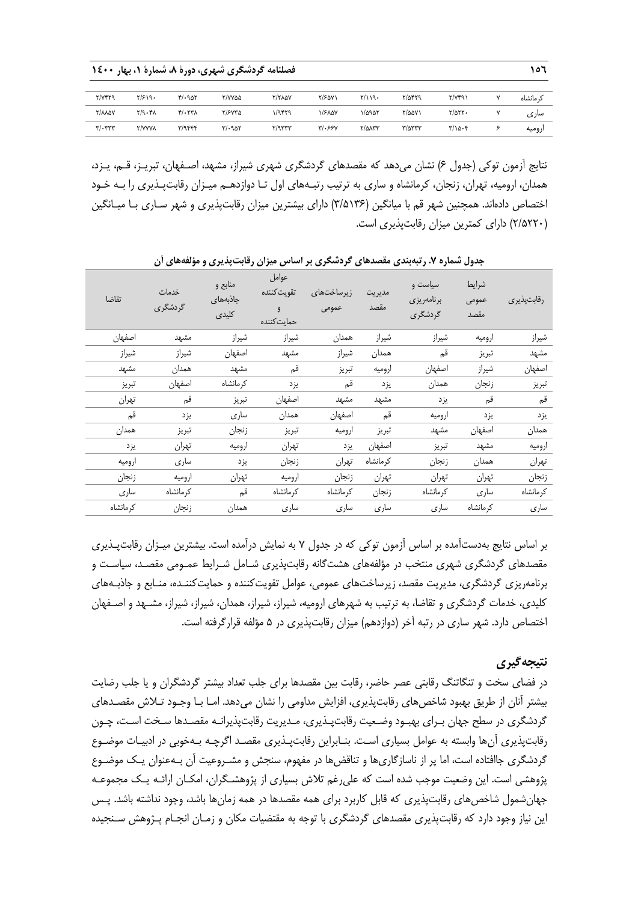| | | | | | | | | | | |
|---|---|---|---|---|---|---|---|---|---|---|
| کرمانشاه | ۷ | ۲/۷۴۹۱ | ۲/۵۴۲۹ | ۲/۱۱۹۰ | ۲/۶۵۷۱ | ۲/۲۸۵۷ | ۲/۷۷۵۵ | ۴/۰۹۵۲ | ۲/۶۱۹۰ | ۲/۷۴۲۹ |
| ساری | ۷ | ۲/۵۲۲۰ | ۲/۵۵۷۱ | ۱/۵۹۵۲ | ۱/۶۸۵۷ | ۱/۹۴۲۹ | ۲/۶۷۳۵ | ۴/۰۲۳۸ | ۲/۹۰۴۸ | ۲/۸۸۵۷ |
| ارومیه | ۶ | ۳/۱۵۰۴ | ۳/۵۳۳۳ | ۲/۵۸۳۳ | ۳/۰۶۶۷ | ۲/۹۳۳۳ | ۳/۰۹۵۲ | ۳/۹۴۴۴ | ۲/۷۷۷۸ | ۳/۰۳۳۳ |

نتایج آزمون توکی (جدول ۶) نشان می‌دهد که مقصدهای گردشگری شهری شیراز، مشهد، اصفهان، تبریز، قم، یزد، همدان، ارومیه، تهران، زنجان، کرمانشاه و ساری به ترتیب رتبه‌های اول تا دوازدهم میزان رقابت‌پذیری را به خود اختصاص داده‌اند. همچنین شهر قم با میانگین (۳/۵۱۳۶) دارای بیشترین میزان رقابت‌پذیری و شهر ساری با میانگین (۲/۵۲۲۰) دارای کمترین میزان رقابت‌پذیری است.

**جدول شماره ۷. رتبه‌بندی مقصدهای گردشگری بر اساس میزان رقابت‌پذیری و مؤلفه‌های آن**

| رقابت‌پذیری | شرایط عمومی مقصد | سیاست و برنامه‌ریزی گردشگری | مدیریت مقصد | زیرساخت‌های عمومی | عوامل تقویت‌کننده و حمایت‌کننده | منابع و جاذبه‌های کلیدی | خدمات گردشگری | تقاضا |
|---|---|---|---|---|---|---|---|---|
| شیراز | ارومیه | شیراز | شیراز | همدان | شیراز | شیراز | مشهد | اصفهان |
| مشهد | تبریز | قم | همدان | شیراز | مشهد | اصفهان | شیراز | شیراز |
| اصفهان | شیراز | اصفهان | ارومیه | تبریز | قم | مشهد | همدان | مشهد |
| تبریز | زنجان | همدان | یزد | قم | یزد | کرمانشاه | اصفهان | تبریز |
| قم | قم | یزد | مشهد | مشهد | اصفهان | تبریز | قم | تهران |
| یزد | یزد | ارومیه | قم | اصفهان | همدان | ساری | یزد | قم |
| همدان | اصفهان | مشهد | تبریز | ارومیه | تبریز | زنجان | تبریز | همدان |
| ارومیه | مشهد | تبریز | اصفهان | یزد | تهران | ارومیه | تهران | یزد |
| تهران | همدان | زنجان | کرمانشاه | تهران | زنجان | یزد | ساری | ارومیه |
| زنجان | تهران | تهران | تهران | زنجان | ارومیه | تهران | ارومیه | زنجان |
| کرمانشاه | ساری | کرمانشاه | زنجان | کرمانشاه | کرمانشاه | قم | کرمانشاه | ساری |
| ساری | کرمانشاه | ساری | ساری | ساری | ساری | همدان | زنجان | کرمانشاه |

بر اساس نتایج به‌دست‌آمده بر اساس آزمون توکی که در جدول ۷ به نمایش درآمده است. بیشترین میزان رقابت‌پذیری مقصدهای گردشگری شهری منتخب در مؤلفه‌های هشت‌گانه رقابت‌پذیری شامل شرایط عمومی مقصد، سیاست و برنامه‌ریزی گردشگری، مدیریت مقصد، زیرساخت‌های عمومی، عوامل تقویت‌کننده و حمایت‌کننده، منابع و جاذبه‌های کلیدی، خدمات گردشگری و تقاضا، به ترتیب به شهرهای ارومیه، شیراز، شیراز، همدان، شیراز، شیراز، مشهد و اصفهان اختصاص دارد. شهر ساری در رتبه آخر (دوازدهم) میزان رقابت‌پذیری در ۵ مؤلفه قرارگرفته است.

## نتیجه‌گیری

در فضای سخت و تنگاتنگ رقابتی عصر حاضر، رقابت بین مقصدها برای جلب تعداد بیشتر گردشگران و یا جلب رضایت بیشتر آنان از طریق بهبود شاخص‌های رقابت‌پذیری، افزایش مداومی را نشان می‌دهد. اما با وجود تلاش مقصدهای گردشگری در سطح جهان برای بهبود وضعیت رقابت‌پذیری، مدیریت رقابت‌پذیرانه مقصدها سخت است، چون رقابت‌پذیری آن‌ها وابسته به عوامل بسیاری است. بنابراین رقابت‌پذیری مقصد اگرچه به‌خوبی در ادبیات موضوع گردشگری جاافتاده است، اما پر از ناسازگاری‌ها و تناقض‌ها در مفهوم، سنجش و مشروعیت آن به‌عنوان یک موضوع پژوهشی است. این وضعیت موجب شده است که علی‌رغم تلاش بسیاری از پژوهشگران، امکان ارائه یک مجموعه جهان‌شمول شاخص‌های رقابت‌پذیری که قابل کاربرد برای همه مقصدها در همه زمان‌ها باشد، وجود نداشته باشد. پس این نیاز وجود دارد که رقابت‌پذیری مقصدهای گردشگری با توجه به مقتضیات مکان و زمان انجام پژوهش سنجیده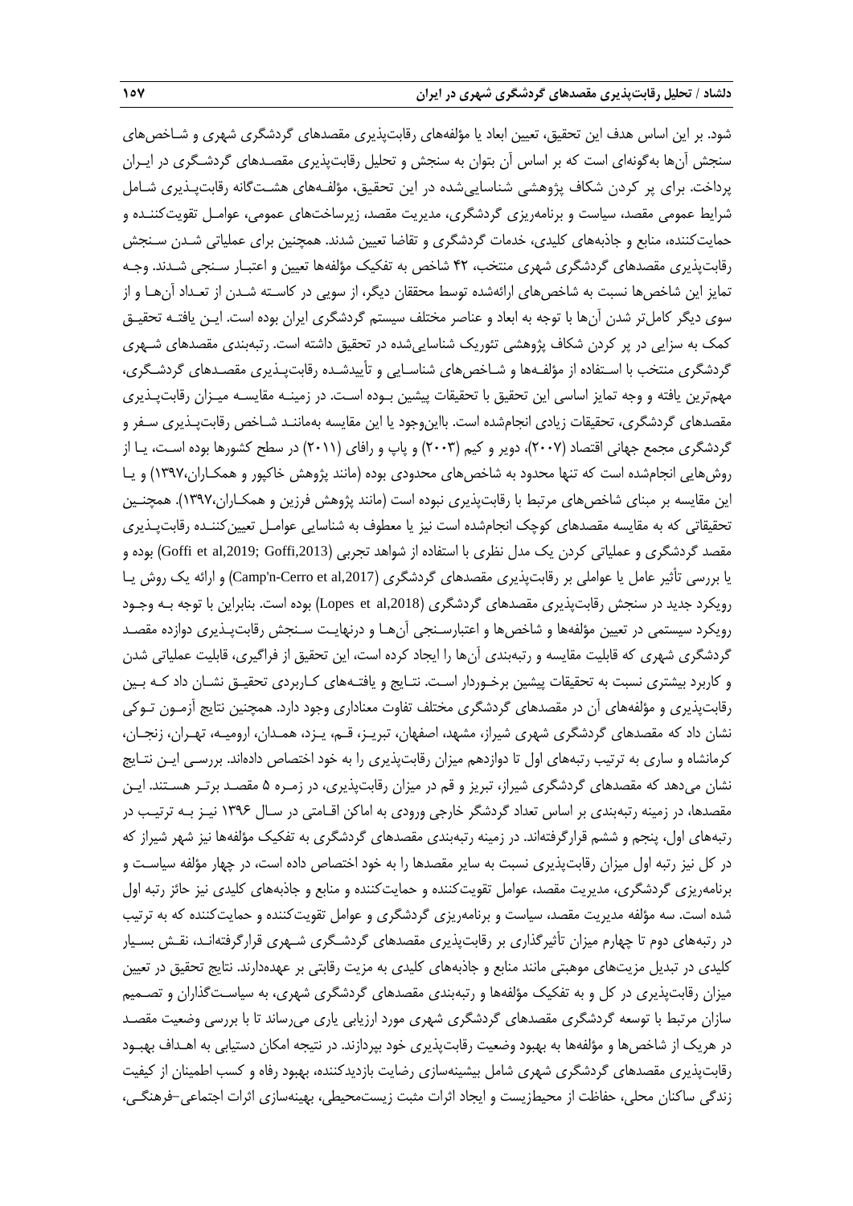شود. بر این اساس هدف این تحقیق، تعیین ابعاد یا مؤلفه‌های رقابت‌پذیری مقصدهای گردشگری شهری و شاخص‌های سنجش آن‌ها به‌گونه‌ای است که بر اساس آن بتوان به سنجش و تحلیل رقابت‌پذیری مقصدهای گردشگری در ایران پرداخت. برای پر کردن شکاف پژوهشی شناسایی‌شده در این تحقیق، مؤلفه‌های هشت‌گانه رقابت‌پذیری شامل شرایط عمومی مقصد، سیاست و برنامه‌ریزی گردشگری، مدیریت مقصد، زیرساخت‌های عمومی، عوامل تقویت‌کننده و حمایت‌کننده، منابع و جاذبه‌های کلیدی، خدمات گردشگری و تقاضا تعیین شدند. همچنین برای عملیاتی شدن سنجش رقابت‌پذیری مقصدهای گردشگری شهری منتخب، ۴۲ شاخص به تفکیک مؤلفه‌ها تعیین و اعتبار سنجی شدند. وجه تمایز این شاخص‌ها نسبت به شاخص‌های ارائه‌شده توسط محققان دیگر، از سویی در کاسته شدن از تعداد آن‌ها و از سوی دیگر کامل‌تر شدن آن‌ها با توجه به ابعاد و عناصر مختلف سیستم گردشگری ایران بوده است. این یافته تحقیق کمک به سزایی در پر کردن شکاف پژوهشی تئوریک شناسایی‌شده در تحقیق داشته است. رتبه‌بندی مقصدهای شهری گردشگری منتخب با استفاده از مؤلفه‌ها و شاخص‌های شناسایی و تأییدشده رقابت‌پذیری مقصدهای گردشگری، مهم‌ترین یافته و وجه تمایز اساسی این تحقیق با تحقیقات پیشین بوده است. در زمینه مقایسه میزان رقابت‌پذیری مقصدهای گردشگری، تحقیقات زیادی انجام‌شده است. بااین‌وجود یا این مقایسه به‌مانند شاخص رقابت‌پذیری سفر و گردشگری مجمع جهانی اقتصاد (۲۰۰۷)، دویر و کیم (۲۰۰۳) و پاپ و رافای (۲۰۱۱) در سطح کشورها بوده است، یا از روش‌هایی انجام‌شده است که تنها محدود به شاخص‌های محدودی بوده (مانند پژوهش خاکپور و همکاران،۱۳۹۷) و یا این مقایسه بر مبنای شاخص‌های مرتبط با رقابت‌پذیری نبوده است (مانند پژوهش فرزین و همکاران،۱۳۹۷). همچنین تحقیقاتی که به مقایسه مقصدهای کوچک انجام‌شده است نیز یا معطوف به شناسایی عوامل تعیین‌کننده رقابت‌پذیری مقصد گردشگری و عملیاتی کردن یک مدل نظری با استفاده از شواهد تجربی (Goffi et al,2019; Goffi,2013) بوده و یا بررسی تأثیر عامل یا عواملی بر رقابت‌پذیری مقصدهای گردشگری (Camp'n-Cerro et al,2017) و ارائه یک روش یا رویکرد جدید در سنجش رقابت‌پذیری مقصدهای گردشگری (Lopes et al,2018) بوده است. بنابراین با توجه به وجود رویکرد سیستمی در تعیین مؤلفه‌ها و شاخص‌ها و اعتبارسنجی آن‌ها و درنهایت سنجش رقابت‌پذیری دوازده مقصد گردشگری شهری که قابلیت مقایسه و رتبه‌بندی آن‌ها را ایجاد کرده است، این تحقیق از فراگیری، قابلیت عملیاتی شدن و کاربرد بیشتری نسبت به تحقیقات پیشین برخوردار است. نتایج و یافته‌های کاربردی تحقیق نشان داد که بین رقابت‌پذیری و مؤلفه‌های آن در مقصدهای گردشگری مختلف تفاوت معناداری وجود دارد. همچنین نتایج آزمون توکی نشان داد که مقصدهای گردشگری شهری شیراز، مشهد، اصفهان، تبریز، قم، یزد، همدان، ارومیه، تهران، زنجان، کرمانشاه و ساری به ترتیب رتبه‌های اول تا دوازدهم میزان رقابت‌پذیری را به خود اختصاص داده‌اند. بررسی این نتایج نشان می‌دهد که مقصدهای گردشگری شیراز، تبریز و قم در میزان رقابت‌پذیری، در زمره ۵ مقصد برتر هستند. این مقصدها، در زمینه رتبه‌بندی بر اساس تعداد گردشگر خارجی ورودی به اماکن اقامتی در سال ۱۳۹۶ نیز به ترتیب در رتبه‌های اول، پنجم و ششم قرارگرفته‌اند. در زمینه رتبه‌بندی مقصدهای گردشگری به تفکیک مؤلفه‌ها نیز شهر شیراز که در کل نیز رتبه اول میزان رقابت‌پذیری نسبت به سایر مقصدها را به خود اختصاص داده است، در چهار مؤلفه سیاست و برنامه‌ریزی گردشگری، مدیریت مقصد، عوامل تقویت‌کننده و حمایت‌کننده و منابع و جاذبه‌های کلیدی نیز حائز رتبه اول شده است. سه مؤلفه مدیریت مقصد، سیاست و برنامه‌ریزی گردشگری و عوامل تقویت‌کننده و حمایت‌کننده که به ترتیب در رتبه‌های دوم تا چهارم میزان تأثیرگذاری بر رقابت‌پذیری مقصدهای گردشگری شهری قرارگرفته‌اند، نقش بسیار کلیدی در تبدیل مزیت‌های موهبتی مانند منابع و جاذبه‌های کلیدی به مزیت رقابتی بر عهده‌دارند. نتایج تحقیق در تعیین میزان رقابت‌پذیری در کل و به تفکیک مؤلفه‌ها و رتبه‌بندی مقصدهای گردشگری شهری، به سیاست‌گذاران و تصمیم سازان مرتبط با توسعه گردشگری مقصدهای گردشگری شهری مورد ارزیابی یاری می‌رساند تا با بررسی وضعیت مقصد در هریک از شاخص‌ها و مؤلفه‌ها به بهبود وضعیت رقابت‌پذیری خود بپردازند. در نتیجه امکان دستیابی به اهداف بهبود رقابت‌پذیری مقصدهای گردشگری شهری شامل بیشینه‌سازی رضایت بازدیدکننده، بهبود رفاه و کسب اطمینان از کیفیت زندگی ساکنان محلی، حفاظت از محیط‌زیست و ایجاد اثرات مثبت زیست‌محیطی، بهینه‌سازی اثرات اجتماعی–فرهنگی،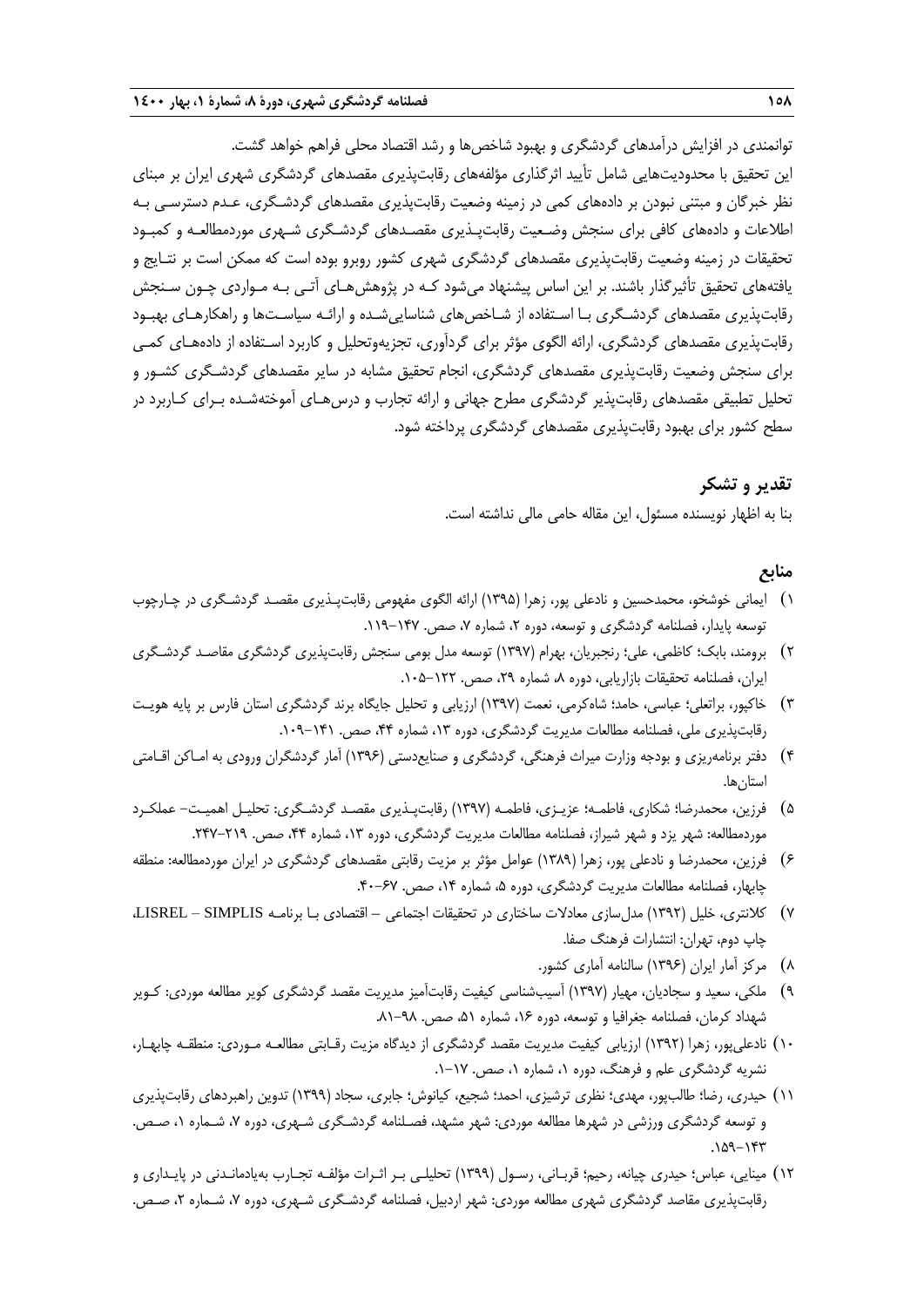توانمندی در افزایش درآمدهای گردشگری و بهبود شاخص‌ها و رشد اقتصاد محلی فراهم خواهد گشت.

این تحقیق با محدودیت‌هایی شامل تأیید اثرگذاری مؤلفه‌های رقابت‌پذیری مقصدهای گردشگری شهری ایران بر مبنای نظر خبرگان و مبتنی نبودن بر داده‌های کمی در زمینه وضعیت رقابت‌پذیری مقصدهای گردشگری، عدم دسترسی به اطلاعات و داده‌های کافی برای سنجش وضعیت رقابت‌پذیری مقصدهای گردشگری شهری موردمطالعه و کمبود تحقیقات در زمینه وضعیت رقابت‌پذیری مقصدهای گردشگری شهری کشور روبرو بوده است که ممکن است بر نتایج و یافته‌های تحقیق تأثیرگذار باشند. بر این اساس پیشنهاد می‌شود که در پژوهش‌های آتی به مواردی چون سنجش رقابت‌پذیری مقصدهای گردشگری با استفاده از شاخص‌های شناسایی‌شده و ارائه سیاست‌ها و راهکارهای بهبود رقابت‌پذیری مقصدهای گردشگری، ارائه الگوی مؤثر برای گردآوری، تجزیه‌وتحلیل و کاربرد استفاده از داده‌های کمی برای سنجش وضعیت رقابت‌پذیری مقصدهای گردشگری، انجام تحقیق مشابه در سایر مقصدهای گردشگری کشور و تحلیل تطبیقی مقصدهای رقابت‌پذیر گردشگری مطرح جهانی و ارائه تجارب و درس‌های آموخته‌شده برای کاربرد در سطح کشور برای بهبود رقابت‌پذیری مقصدهای گردشگری پرداخته شود.

## تقدیر و تشکر

بنا به اظهار نویسنده مسئول، این مقاله حامی مالی نداشته است.

## منابع

1) ایمانی خوشخو، محمدحسین و نادعلی پور، زهرا (۱۳۹۵) ارائه الگوی مفهومی رقابت‌پذیری مقصد گردشگری در چارچوب توسعه پایدار، فصلنامه گردشگری و توسعه، دوره ۲، شماره ۷، صص. ۱۴۷-۱۱۹.
2) برومند، بابک؛ کاظمی، علی؛ رنجبریان، بهرام (۱۳۹۷) توسعه مدل بومی سنجش رقابت‌پذیری گردشگری مقاصد گردشگری ایران، فصلنامه تحقیقات بازاریابی، دوره ۸، شماره ۲۹، صص. ۱۲۲-۱۰۵.
3) خاکپور، براتعلی؛ عباسی، حامد؛ شاه‌کرمی، نعمت (۱۳۹۷) ارزیابی و تحلیل جایگاه برند گردشگری استان فارس بر پایه هویت رقابت‌پذیری ملی، فصلنامه مطالعات مدیریت گردشگری، دوره ۱۳، شماره ۴۴، صص. ۱۴۱-۱۰۹.
4) دفتر برنامه‌ریزی و بودجه وزارت میراث فرهنگی، گردشگری و صنایع‌دستی (۱۳۹۶) آمار گردشگران ورودی به اماکن اقامتی استان‌ها.
5) فرزین، محمدرضا؛ شکاری، فاطمه؛ عزیزی، فاطمه (۱۳۹۷) رقابت‌پذیری مقصد گردشگری: تحلیل اهمیت- عملکرد موردمطالعه: شهر یزد و شهر شیراز، فصلنامه مطالعات مدیریت گردشگری، دوره ۱۳، شماره ۴۴، صص. ۲۱۹-۲۴۷.
6) فرزین، محمدرضا و نادعلی پور، زهرا (۱۳۸۹) عوامل مؤثر بر مزیت رقابتی مقصدهای گردشگری در ایران موردمطالعه: منطقه چابهار، فصلنامه مطالعات مدیریت گردشگری، دوره ۵، شماره ۱۴، صص. ۶۷-۴۰.
7) کلانتری، خلیل (۱۳۹۲) مدل‌سازی معادلات ساختاری در تحقیقات اجتماعی – اقتصادی با برنامه LISREL – SIMPLIS، چاپ دوم، تهران: انتشارات فرهنگ صفا.
8) مرکز آمار ایران (۱۳۹۶) سالنامه آماری کشور.
9) ملکی، سعید و سجادیان، مهیار (۱۳۹۷) آسیب‌شناسی کیفیت رقابت‌آمیز مدیریت مقصد گردشگری کویر مطالعه موردی: کویر شهداد کرمان، فصلنامه جغرافیا و توسعه، دوره ۱۶، شماره ۵۱، صص. ۹۸-۸۱.
10) نادعلی‌پور، زهرا (۱۳۹۲) ارزیابی کیفیت مدیریت مقصد گردشگری از دیدگاه مزیت رقابتی مطالعه موردی: منطقه چابهار، نشریه گردشگری علم و فرهنگ، دوره ۱، شماره ۱، صص. ۱۷-۱.
11) حیدری، رضا؛ طالب‌پور، مهدی؛ نظری ترشیزی، احمد؛ شجیع، کیانوش؛ جابری، سجاد (۱۳۹۹) تدوین راهبردهای رقابت‌پذیری و توسعه گردشگری ورزشی در شهرها مطالعه موردی: شهر مشهد، فصلنامه گردشگری شهری، دوره ۷، شماره ۱، صص. ۱۵۹-۱۴۳.
12) مینایی، عباس؛ حیدری چیانه، رحیم؛ قربانی، رسول (۱۳۹۹) تحلیلی بر اثرات مؤلفه تجارب به‌یادماندنی در پایداری و رقابت‌پذیری مقاصد گردشگری شهری مطالعه موردی: شهر اردبیل، فصلنامه گردشگری شهری، دوره ۷، شماره ۲، صص.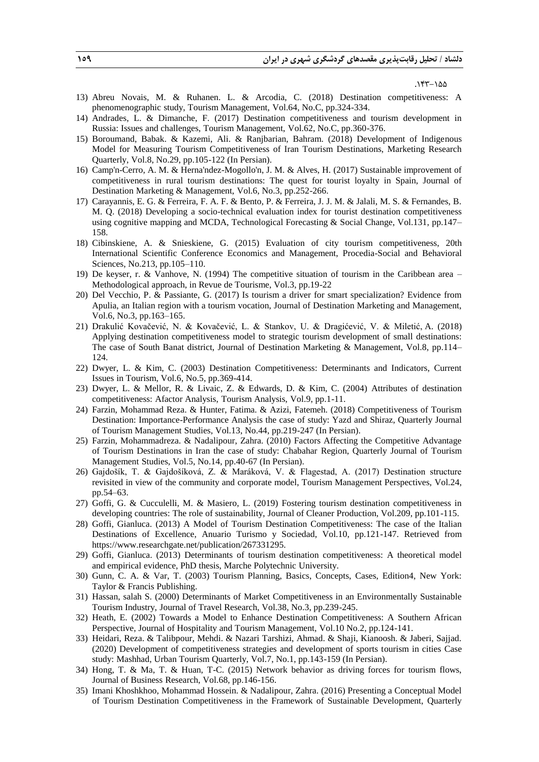.۱۴۳-۱۵۵

13) Abreu Novais, M. & Ruhanen. L. & Arcodia, C. (2018) Destination competitiveness: A phenomenographic study, Tourism Management, Vol.64, No.C, pp.324-334.
14) Andrades, L. & Dimanche, F. (2017) Destination competitiveness and tourism development in Russia: Issues and challenges, Tourism Management, Vol.62, No.C, pp.360-376.
15) Boroumand, Babak. & Kazemi, Ali. & Ranjbarian, Bahram. (2018) Development of Indigenous Model for Measuring Tourism Competitiveness of Iran Tourism Destinations, Marketing Research Quarterly, Vol.8, No.29, pp.105-122 (In Persian).
16) Camp'n-Cerro, A. M. & Herna'ndez-Mogollo'n, J. M. & Alves, H. (2017) Sustainable improvement of competitiveness in rural tourism destinations: The quest for tourist loyalty in Spain, Journal of Destination Marketing & Management, Vol.6, No.3, pp.252-266.
17) Carayannis, E. G. & Ferreira, F. A. F. & Bento, P. & Ferreira, J. J. M. & Jalali, M. S. & Fernandes, B. M. Q. (2018) Developing a socio-technical evaluation index for tourist destination competitiveness using cognitive mapping and MCDA, Technological Forecasting & Social Change, Vol.131, pp.147–158.
18) Cibinskiene, A. & Snieskiene, G. (2015) Evaluation of city tourism competitiveness, 20th International Scientific Conference Economics and Management, Procedia-Social and Behavioral Sciences, No.213, pp.105–110.
19) De keyser, r. & Vanhove, N. (1994) The competitive situation of tourism in the Caribbean area – Methodological approach, in Revue de Tourisme, Vol.3, pp.19-22
20) Del Vecchio, P. & Passiante, G. (2017) Is tourism a driver for smart specialization? Evidence from Apulia, an Italian region with a tourism vocation, Journal of Destination Marketing and Management, Vol.6, No.3, pp.163–165.
21) Drakulić Kovačević, N. & Kovačević, L. & Stankov, U. & Dragićević, V. & Miletić, A. (2018) Applying destination competitiveness model to strategic tourism development of small destinations: The case of South Banat district, Journal of Destination Marketing & Management, Vol.8, pp.114–124.
22) Dwyer, L. & Kim, C. (2003) Destination Competitiveness: Determinants and Indicators, Current Issues in Tourism, Vol.6, No.5, pp.369-414.
23) Dwyer, L. & Mellor, R. & Livaic, Z. & Edwards, D. & Kim, C. (2004) Attributes of destination competitiveness: Afactor Analysis, Tourism Analysis, Vol.9, pp.1-11.
24) Farzin, Mohammad Reza. & Hunter, Fatima. & Azizi, Fatemeh. (2018) Competitiveness of Tourism Destination: Importance-Performance Analysis the case of study: Yazd and Shiraz, Quarterly Journal of Tourism Management Studies, Vol.13, No.44, pp.219-247 (In Persian).
25) Farzin, Mohammadreza. & Nadalipour, Zahra. (2010) Factors Affecting the Competitive Advantage of Tourism Destinations in Iran the case of study: Chabahar Region, Quarterly Journal of Tourism Management Studies, Vol.5, No.14, pp.40-67 (In Persian).
26) Gajdošík, T. & Gajdošíková, Z. & Maráková, V. & Flagestad, A. (2017) Destination structure revisited in view of the community and corporate model, Tourism Management Perspectives, Vol.24, pp.54–63.
27) Goffi, G. & Cucculelli, M. & Masiero, L. (2019) Fostering tourism destination competitiveness in developing countries: The role of sustainability, Journal of Cleaner Production, Vol.209, pp.101-115.
28) Goffi, Gianluca. (2013) A Model of Tourism Destination Competitiveness: The case of the Italian Destinations of Excellence, Anuario Turismo y Sociedad, Vol.10, pp.121-147. Retrieved from https://www.researchgate.net/publication/267331295.
29) Goffi, Gianluca. (2013) Determinants of tourism destination competitiveness: A theoretical model and empirical evidence, PhD thesis, Marche Polytechnic University.
30) Gunn, C. A. & Var, T. (2003) Tourism Planning, Basics, Concepts, Cases, Edition4, New York: Taylor & Francis Publishing.
31) Hassan, salah S. (2000) Determinants of Market Competitiveness in an Environmentally Sustainable Tourism Industry, Journal of Travel Research, Vol.38, No.3, pp.239-245.
32) Heath, E. (2002) Towards a Model to Enhance Destination Competitiveness: A Southern African Perspective, Journal of Hospitality and Tourism Management, Vol.10 No.2, pp.124-141.
33) Heidari, Reza. & Talibpour, Mehdi. & Nazari Tarshizi, Ahmad. & Shaji, Kianoosh. & Jaberi, Sajjad. (2020) Development of competitiveness strategies and development of sports tourism in cities Case study: Mashhad, Urban Tourism Quarterly, Vol.7, No.1, pp.143-159 (In Persian).
34) Hong, T. & Ma, T. & Huan, T-C. (2015) Network behavior as driving forces for tourism flows, Journal of Business Research, Vol.68, pp.146-156.
35) Imani Khoshkhoo, Mohammad Hossein. & Nadalipour, Zahra. (2016) Presenting a Conceptual Model of Tourism Destination Competitiveness in the Framework of Sustainable Development, Quarterly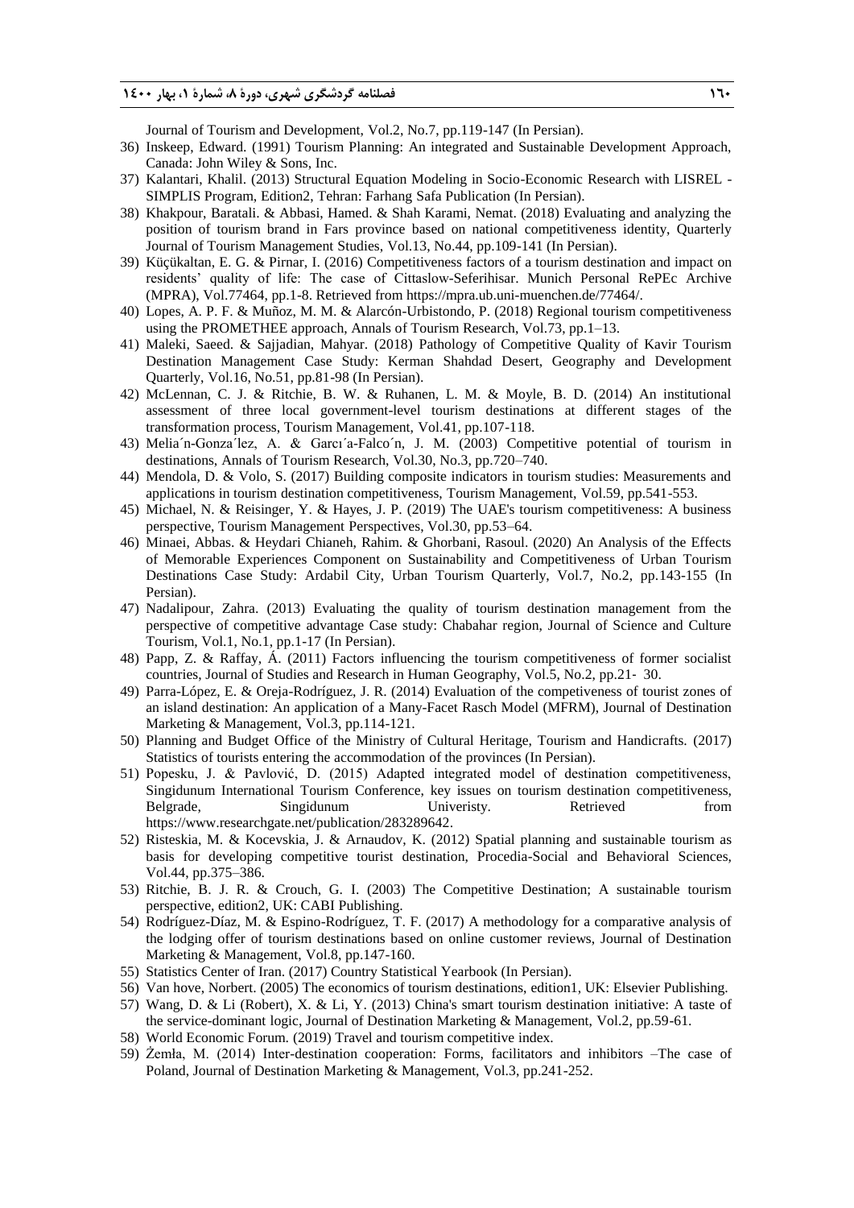Journal of Tourism and Development, Vol.2, No.7, pp.119-147 (In Persian).

36) Inskeep, Edward. (1991) Tourism Planning: An integrated and Sustainable Development Approach, Canada: John Wiley & Sons, Inc.
37) Kalantari, Khalil. (2013) Structural Equation Modeling in Socio-Economic Research with LISREL - SIMPLIS Program, Edition2, Tehran: Farhang Safa Publication (In Persian).
38) Khakpour, Baratali. & Abbasi, Hamed. & Shah Karami, Nemat. (2018) Evaluating and analyzing the position of tourism brand in Fars province based on national competitiveness identity, Quarterly Journal of Tourism Management Studies, Vol.13, No.44, pp.109-141 (In Persian).
39) Küçükaltan, E. G. & Pirnar, I. (2016) Competitiveness factors of a tourism destination and impact on residents' quality of life: The case of Cittaslow-Seferihisar. Munich Personal RePEc Archive (MPRA), Vol.77464, pp.1-8. Retrieved from https://mpra.ub.uni-muenchen.de/77464/.
40) Lopes, A. P. F. & Muñoz, M. M. & Alarcón-Urbistondo, P. (2018) Regional tourism competitiveness using the PROMETHEE approach, Annals of Tourism Research, Vol.73, pp.1–13.
41) Maleki, Saeed. & Sajjadian, Mahyar. (2018) Pathology of Competitive Quality of Kavir Tourism Destination Management Case Study: Kerman Shahdad Desert, Geography and Development Quarterly, Vol.16, No.51, pp.81-98 (In Persian).
42) McLennan, C. J. & Ritchie, B. W. & Ruhanen, L. M. & Moyle, B. D. (2014) An institutional assessment of three local government-level tourism destinations at different stages of the transformation process, Tourism Management, Vol.41, pp.107-118.
43) Melia´n-Gonza´lez, A. & Garcı´a-Falco´n, J. M. (2003) Competitive potential of tourism in destinations, Annals of Tourism Research, Vol.30, No.3, pp.720–740.
44) Mendola, D. & Volo, S. (2017) Building composite indicators in tourism studies: Measurements and applications in tourism destination competitiveness, Tourism Management, Vol.59, pp.541-553.
45) Michael, N. & Reisinger, Y. & Hayes, J. P. (2019) The UAE's tourism competitiveness: A business perspective, Tourism Management Perspectives, Vol.30, pp.53–64.
46) Minaei, Abbas. & Heydari Chianeh, Rahim. & Ghorbani, Rasoul. (2020) An Analysis of the Effects of Memorable Experiences Component on Sustainability and Competitiveness of Urban Tourism Destinations Case Study: Ardabil City, Urban Tourism Quarterly, Vol.7, No.2, pp.143-155 (In Persian).
47) Nadalipour, Zahra. (2013) Evaluating the quality of tourism destination management from the perspective of competitive advantage Case study: Chabahar region, Journal of Science and Culture Tourism, Vol.1, No.1, pp.1-17 (In Persian).
48) Papp, Z. & Raffay, Á. (2011) Factors influencing the tourism competitiveness of former socialist countries, Journal of Studies and Research in Human Geography, Vol.5, No.2, pp.21- 30.
49) Parra-López, E. & Oreja-Rodríguez, J. R. (2014) Evaluation of the competiveness of tourist zones of an island destination: An application of a Many-Facet Rasch Model (MFRM), Journal of Destination Marketing & Management, Vol.3, pp.114-121.
50) Planning and Budget Office of the Ministry of Cultural Heritage, Tourism and Handicrafts. (2017) Statistics of tourists entering the accommodation of the provinces (In Persian).
51) Popesku, J. & Pavlović, D. (2015) Adapted integrated model of destination competitiveness, Singidunum International Tourism Conference, key issues on tourism destination competitiveness, Belgrade, Singidunum Univeristy. Retrieved from https://www.researchgate.net/publication/283289642.
52) Risteskia, M. & Kocevskia, J. & Arnaudov, K. (2012) Spatial planning and sustainable tourism as basis for developing competitive tourist destination, Procedia-Social and Behavioral Sciences, Vol.44, pp.375–386.
53) Ritchie, B. J. R. & Crouch, G. I. (2003) The Competitive Destination; A sustainable tourism perspective, edition2, UK: CABI Publishing.
54) Rodríguez-Díaz, M. & Espino-Rodríguez, T. F. (2017) A methodology for a comparative analysis of the lodging offer of tourism destinations based on online customer reviews, Journal of Destination Marketing & Management, Vol.8, pp.147-160.
55) Statistics Center of Iran. (2017) Country Statistical Yearbook (In Persian).
56) Van hove, Norbert. (2005) The economics of tourism destinations, edition1, UK: Elsevier Publishing.
57) Wang, D. & Li (Robert), X. & Li, Y. (2013) China's smart tourism destination initiative: A taste of the service-dominant logic, Journal of Destination Marketing & Management, Vol.2, pp.59-61.
58) World Economic Forum. (2019) Travel and tourism competitive index.
59) Żemła, M. (2014) Inter-destination cooperation: Forms, facilitators and inhibitors –The case of Poland, Journal of Destination Marketing & Management, Vol.3, pp.241-252.